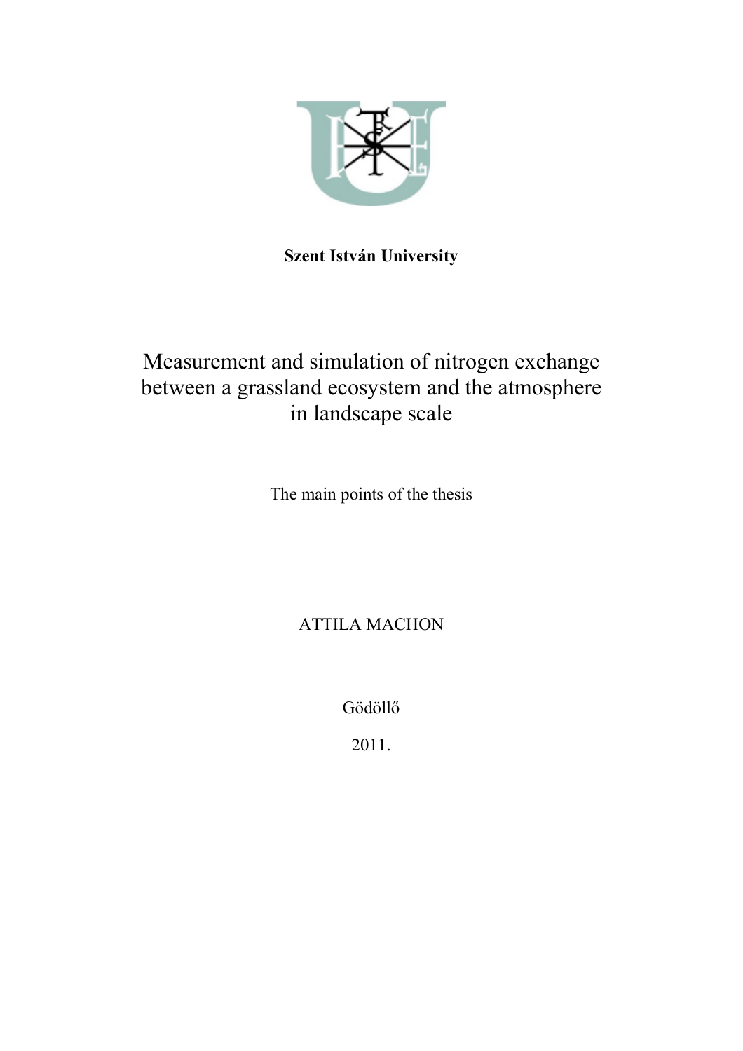**Szent István University**

# Measurement and simulation of nitrogen exchange between a grassland ecosystem and the atmosphere in landscape scale

The main points of the thesis

ATTILA MACHON

Gödöllő

2011.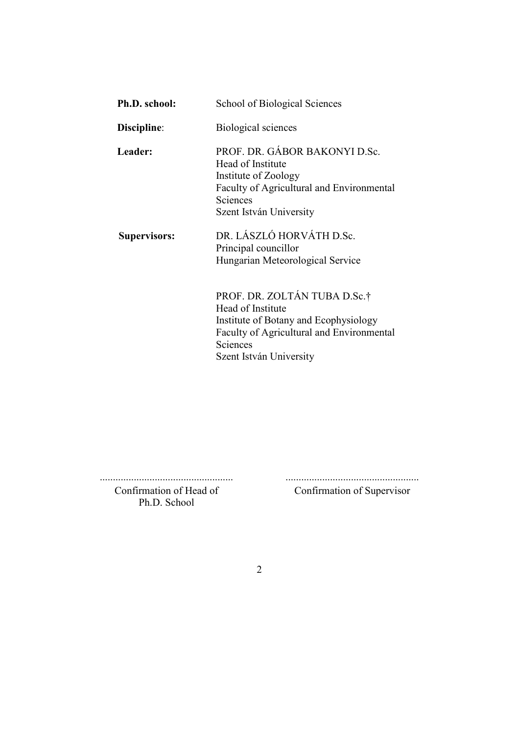**Ph.D. school:** School of Biological Sciences

**Discipline**: Biological sciences

**Leader:** PROF. DR. GÁBOR BAKONYI D.Sc.
Head of Institute
Institute of Zoology
Faculty of Agricultural and Environmental Sciences
Szent István University

**Supervisors:** DR. LÁSZLÓ HORVÁTH D.Sc.
Principal councillor
Hungarian Meteorological Service

PROF. DR. ZOLTÁN TUBA D.Sc.†
Head of Institute
Institute of Botany and Ecophysiology
Faculty of Agricultural and Environmental Sciences
Szent István University

..................................................
Confirmation of Head of Ph.D. School

..................................................
Confirmation of Supervisor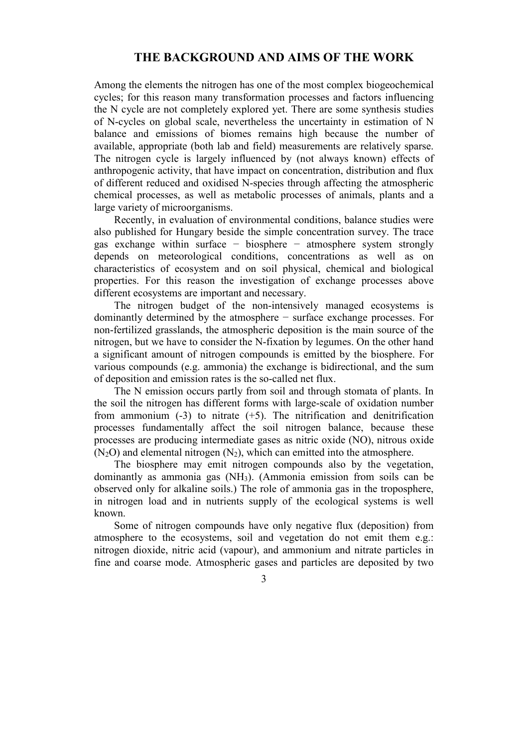# THE BACKGROUND AND AIMS OF THE WORK

Among the elements the nitrogen has one of the most complex biogeochemical cycles; for this reason many transformation processes and factors influencing the N cycle are not completely explored yet. There are some synthesis studies of N-cycles on global scale, nevertheless the uncertainty in estimation of N balance and emissions of biomes remains high because the number of available, appropriate (both lab and field) measurements are relatively sparse. The nitrogen cycle is largely influenced by (not always known) effects of anthropogenic activity, that have impact on concentration, distribution and flux of different reduced and oxidised N-species through affecting the atmospheric chemical processes, as well as metabolic processes of animals, plants and a large variety of microorganisms.

Recently, in evaluation of environmental conditions, balance studies were also published for Hungary beside the simple concentration survey. The trace gas exchange within surface − biosphere − atmosphere system strongly depends on meteorological conditions, concentrations as well as on characteristics of ecosystem and on soil physical, chemical and biological properties. For this reason the investigation of exchange processes above different ecosystems are important and necessary.

The nitrogen budget of the non-intensively managed ecosystems is dominantly determined by the atmosphere − surface exchange processes. For non-fertilized grasslands, the atmospheric deposition is the main source of the nitrogen, but we have to consider the N-fixation by legumes. On the other hand a significant amount of nitrogen compounds is emitted by the biosphere. For various compounds (e.g. ammonia) the exchange is bidirectional, and the sum of deposition and emission rates is the so-called net flux.

The N emission occurs partly from soil and through stomata of plants. In the soil the nitrogen has different forms with large-scale of oxidation number from ammonium (-3) to nitrate (+5). The nitrification and denitrification processes fundamentally affect the soil nitrogen balance, because these processes are producing intermediate gases as nitric oxide (NO), nitrous oxide ($N_2O$) and elemental nitrogen ($N_2$), which can emitted into the atmosphere.

The biosphere may emit nitrogen compounds also by the vegetation, dominantly as ammonia gas ($NH_3$). (Ammonia emission from soils can be observed only for alkaline soils.) The role of ammonia gas in the troposphere, in nitrogen load and in nutrients supply of the ecological systems is well known.

Some of nitrogen compounds have only negative flux (deposition) from atmosphere to the ecosystems, soil and vegetation do not emit them e.g.: nitrogen dioxide, nitric acid (vapour), and ammonium and nitrate particles in fine and coarse mode. Atmospheric gases and particles are deposited by two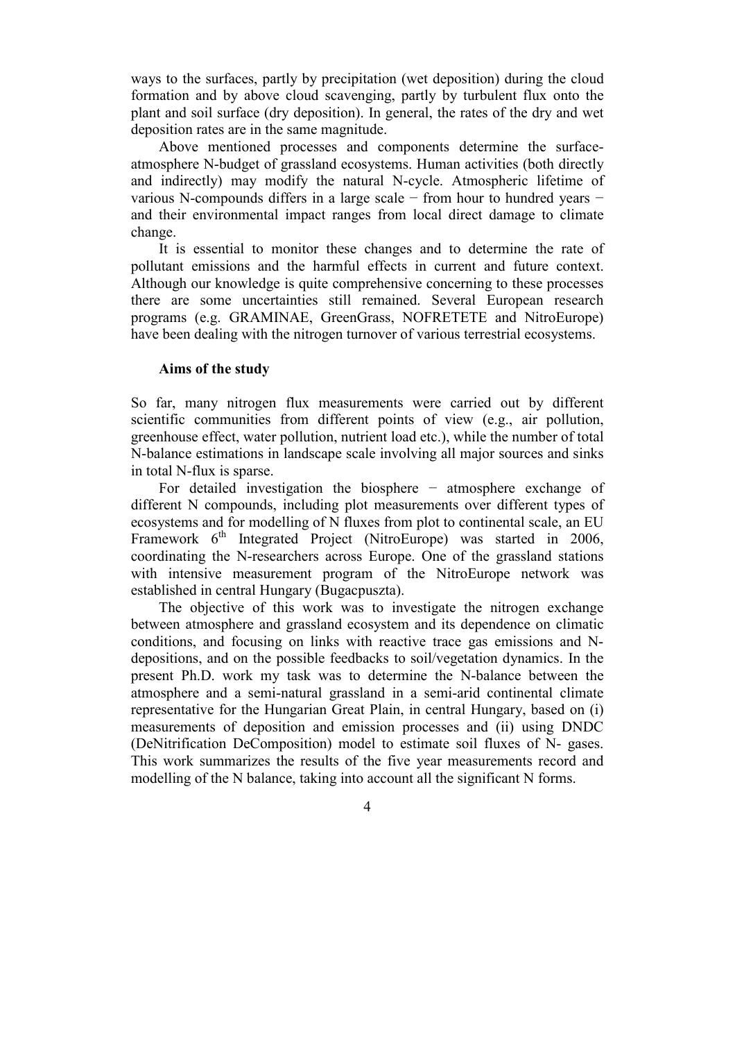ways to the surfaces, partly by precipitation (wet deposition) during the cloud formation and by above cloud scavenging, partly by turbulent flux onto the plant and soil surface (dry deposition). In general, the rates of the dry and wet deposition rates are in the same magnitude.

Above mentioned processes and components determine the surface-atmosphere N-budget of grassland ecosystems. Human activities (both directly and indirectly) may modify the natural N-cycle. Atmospheric lifetime of various N-compounds differs in a large scale − from hour to hundred years − and their environmental impact ranges from local direct damage to climate change.

It is essential to monitor these changes and to determine the rate of pollutant emissions and the harmful effects in current and future context. Although our knowledge is quite comprehensive concerning to these processes there are some uncertainties still remained. Several European research programs (e.g. GRAMINAE, GreenGrass, NOFRETETE and NitroEurope) have been dealing with the nitrogen turnover of various terrestrial ecosystems.

## Aims of the study

So far, many nitrogen flux measurements were carried out by different scientific communities from different points of view (e.g., air pollution, greenhouse effect, water pollution, nutrient load etc.), while the number of total N-balance estimations in landscape scale involving all major sources and sinks in total N-flux is sparse.

For detailed investigation the biosphere − atmosphere exchange of different N compounds, including plot measurements over different types of ecosystems and for modelling of N fluxes from plot to continental scale, an EU Framework 6$^{th}$ Integrated Project (NitroEurope) was started in 2006, coordinating the N-researchers across Europe. One of the grassland stations with intensive measurement program of the NitroEurope network was established in central Hungary (Bugacpuszta).

The objective of this work was to investigate the nitrogen exchange between atmosphere and grassland ecosystem and its dependence on climatic conditions, and focusing on links with reactive trace gas emissions and N-depositions, and on the possible feedbacks to soil/vegetation dynamics. In the present Ph.D. work my task was to determine the N-balance between the atmosphere and a semi-natural grassland in a semi-arid continental climate representative for the Hungarian Great Plain, in central Hungary, based on (i) measurements of deposition and emission processes and (ii) using DNDC (DeNitrification DeComposition) model to estimate soil fluxes of N- gases. This work summarizes the results of the five year measurements record and modelling of the N balance, taking into account all the significant N forms.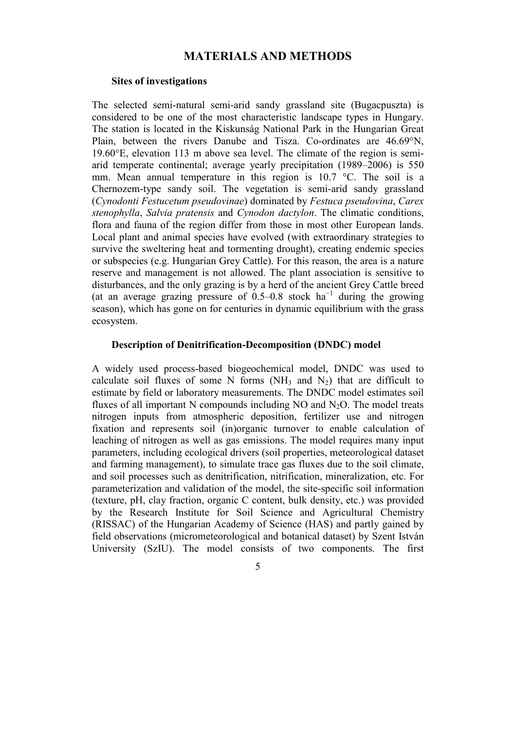## MATERIALS AND METHODS

### Sites of investigations

The selected semi-natural semi-arid sandy grassland site (Bugacpuszta) is considered to be one of the most characteristic landscape types in Hungary. The station is located in the Kiskunság National Park in the Hungarian Great Plain, between the rivers Danube and Tisza. Co-ordinates are 46.69°N, 19.60°E, elevation 113 m above sea level. The climate of the region is semi-arid temperate continental; average yearly precipitation (1989–2006) is 550 mm. Mean annual temperature in this region is 10.7 °C. The soil is a Chernozem-type sandy soil. The vegetation is semi-arid sandy grassland (*Cynodonti Festucetum pseudovinae*) dominated by *Festuca pseudovina*, *Carex stenophylla*, *Salvia pratensis* and *Cynodon dactylon*. The climatic conditions, flora and fauna of the region differ from those in most other European lands. Local plant and animal species have evolved (with extraordinary strategies to survive the sweltering heat and tormenting drought), creating endemic species or subspecies (e.g. Hungarian Grey Cattle). For this reason, the area is a nature reserve and management is not allowed. The plant association is sensitive to disturbances, and the only grazing is by a herd of the ancient Grey Cattle breed (at an average grazing pressure of 0.5–0.8 stock $ha^{-1}$ during the growing season), which has gone on for centuries in dynamic equilibrium with the grass ecosystem.

### Description of Denitrification-Decomposition (DNDC) model

A widely used process-based biogeochemical model, DNDC was used to calculate soil fluxes of some N forms ($NH_3$ and $N_2$) that are difficult to estimate by field or laboratory measurements. The DNDC model estimates soil fluxes of all important N compounds including NO and $N_2O$. The model treats nitrogen inputs from atmospheric deposition, fertilizer use and nitrogen fixation and represents soil (in)organic turnover to enable calculation of leaching of nitrogen as well as gas emissions. The model requires many input parameters, including ecological drivers (soil properties, meteorological dataset and farming management), to simulate trace gas fluxes due to the soil climate, and soil processes such as denitrification, nitrification, mineralization, etc. For parameterization and validation of the model, the site-specific soil information (texture, pH, clay fraction, organic C content, bulk density, etc.) was provided by the Research Institute for Soil Science and Agricultural Chemistry (RISSAC) of the Hungarian Academy of Science (HAS) and partly gained by field observations (micrometeorological and botanical dataset) by Szent István University (SzIU). The model consists of two components. The first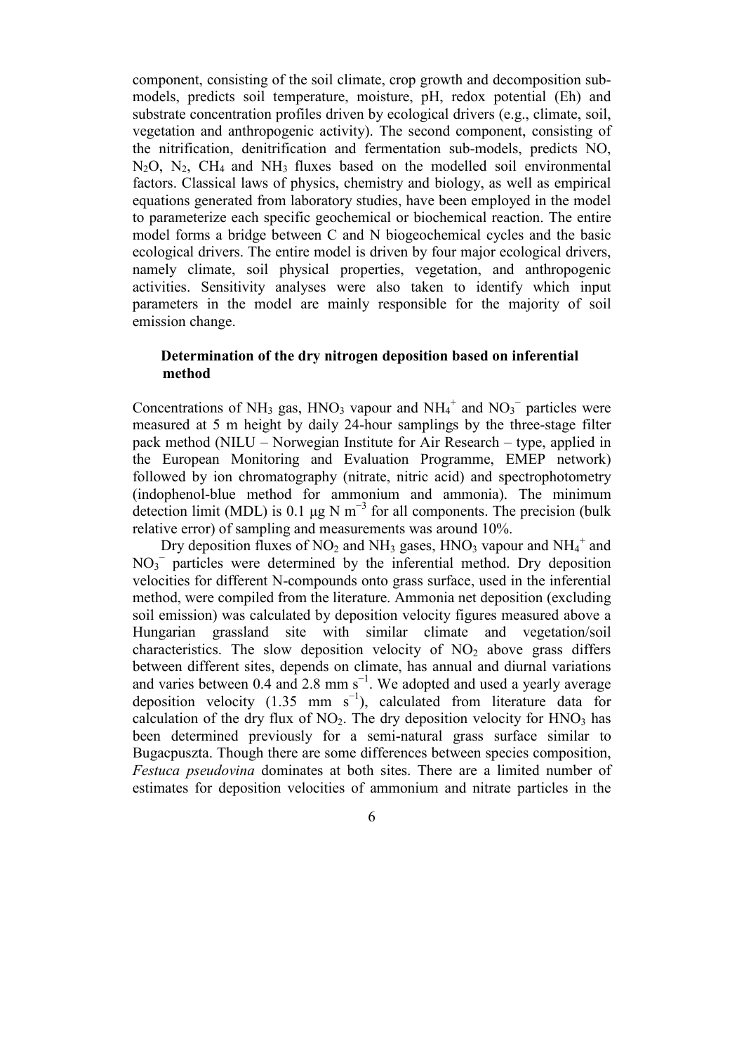component, consisting of the soil climate, crop growth and decomposition sub-models, predicts soil temperature, moisture, pH, redox potential (Eh) and substrate concentration profiles driven by ecological drivers (e.g., climate, soil, vegetation and anthropogenic activity). The second component, consisting of the nitrification, denitrification and fermentation sub-models, predicts NO, $N_2O$, $N_2$, $CH_4$ and $NH_3$ fluxes based on the modelled soil environmental factors. Classical laws of physics, chemistry and biology, as well as empirical equations generated from laboratory studies, have been employed in the model to parameterize each specific geochemical or biochemical reaction. The entire model forms a bridge between C and N biogeochemical cycles and the basic ecological drivers. The entire model is driven by four major ecological drivers, namely climate, soil physical properties, vegetation, and anthropogenic activities. Sensitivity analyses were also taken to identify which input parameters in the model are mainly responsible for the majority of soil emission change.

### Determination of the dry nitrogen deposition based on inferential method

Concentrations of $NH_3$ gas, $HNO_3$ vapour and $NH_4^+$ and $NO_3^-$ particles were measured at 5 m height by daily 24-hour samplings by the three-stage filter pack method (NILU – Norwegian Institute for Air Research – type, applied in the European Monitoring and Evaluation Programme, EMEP network) followed by ion chromatography (nitrate, nitric acid) and spectrophotometry (indophenol-blue method for ammonium and ammonia). The minimum detection limit (MDL) is 0.1 μg N $m^{-3}$ for all components. The precision (bulk relative error) of sampling and measurements was around 10%.

Dry deposition fluxes of $NO_2$ and $NH_3$ gases, $HNO_3$ vapour and $NH_4^+$ and $NO_3^-$ particles were determined by the inferential method. Dry deposition velocities for different N-compounds onto grass surface, used in the inferential method, were compiled from the literature. Ammonia net deposition (excluding soil emission) was calculated by deposition velocity figures measured above a Hungarian grassland site with similar climate and vegetation/soil characteristics. The slow deposition velocity of $NO_2$ above grass differs between different sites, depends on climate, has annual and diurnal variations and varies between 0.4 and 2.8 mm $s^{-1}$. We adopted and used a yearly average deposition velocity (1.35 mm $s^{-1}$), calculated from literature data for calculation of the dry flux of $NO_2$. The dry deposition velocity for $HNO_3$ has been determined previously for a semi-natural grass surface similar to Bugacpuszta. Though there are some differences between species composition, *Festuca pseudovina* dominates at both sites. There are a limited number of estimates for deposition velocities of ammonium and nitrate particles in the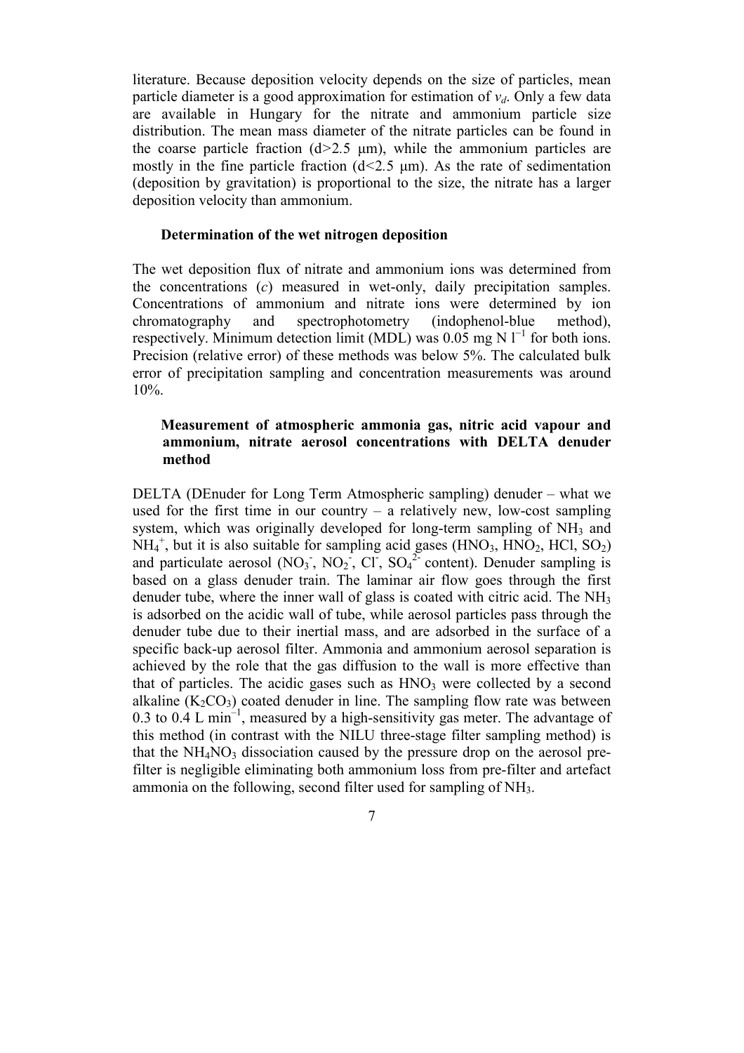literature. Because deposition velocity depends on the size of particles, mean particle diameter is a good approximation for estimation of $v_d$. Only a few data are available in Hungary for the nitrate and ammonium particle size distribution. The mean mass diameter of the nitrate particles can be found in the coarse particle fraction (d>2.5 μm), while the ammonium particles are mostly in the fine particle fraction (d<2.5 μm). As the rate of sedimentation (deposition by gravitation) is proportional to the size, the nitrate has a larger deposition velocity than ammonium.

### Determination of the wet nitrogen deposition

The wet deposition flux of nitrate and ammonium ions was determined from the concentrations (*c*) measured in wet-only, daily precipitation samples. Concentrations of ammonium and nitrate ions were determined by ion chromatography and spectrophotometry (indophenol-blue method), respectively. Minimum detection limit (MDL) was 0.05 mg N $l^{-1}$ for both ions. Precision (relative error) of these methods was below 5%. The calculated bulk error of precipitation sampling and concentration measurements was around 10%.

### Measurement of atmospheric ammonia gas, nitric acid vapour and ammonium, nitrate aerosol concentrations with DELTA denuder method

DELTA (DEnuder for Long Term Atmospheric sampling) denuder – what we used for the first time in our country – a relatively new, low-cost sampling system, which was originally developed for long-term sampling of $NH_3$ and $NH_4^+$, but it is also suitable for sampling acid gases ($HNO_3$, $HNO_2$, HCl, $SO_2$) and particulate aerosol ($NO_3^-$, $NO_2^-$, $Cl^-$, $SO_4^{2-}$ content). Denuder sampling is based on a glass denuder train. The laminar air flow goes through the first denuder tube, where the inner wall of glass is coated with citric acid. The $NH_3$ is adsorbed on the acidic wall of tube, while aerosol particles pass through the denuder tube due to their inertial mass, and are adsorbed in the surface of a specific back-up aerosol filter. Ammonia and ammonium aerosol separation is achieved by the role that the gas diffusion to the wall is more effective than that of particles. The acidic gases such as $HNO_3$ were collected by a second alkaline ($K_2CO_3$) coated denuder in line. The sampling flow rate was between 0.3 to 0.4 L $min^{-1}$, measured by a high-sensitivity gas meter. The advantage of this method (in contrast with the NILU three-stage filter sampling method) is that the $NH_4NO_3$ dissociation caused by the pressure drop on the aerosol pre-filter is negligible eliminating both ammonium loss from pre-filter and artefact ammonia on the following, second filter used for sampling of $NH_3$.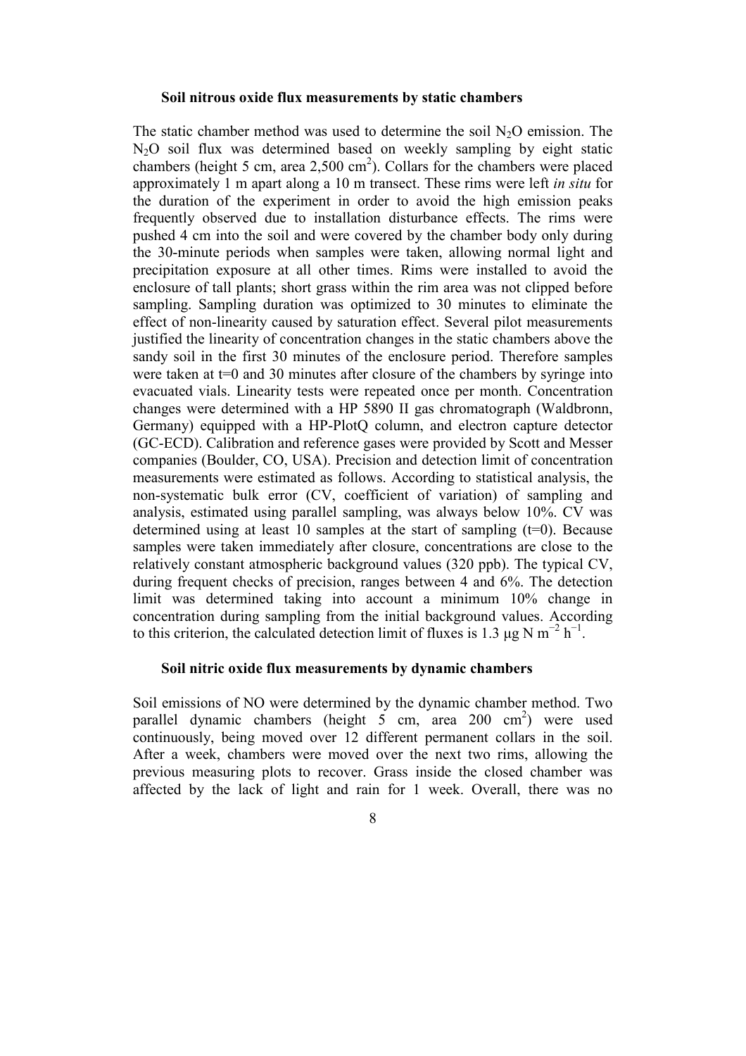### Soil nitrous oxide flux measurements by static chambers

The static chamber method was used to determine the soil $N_2O$ emission. The $N_2O$ soil flux was determined based on weekly sampling by eight static chambers (height 5 cm, area 2,500 $cm^2$). Collars for the chambers were placed approximately 1 m apart along a 10 m transect. These rims were left *in situ* for the duration of the experiment in order to avoid the high emission peaks frequently observed due to installation disturbance effects. The rims were pushed 4 cm into the soil and were covered by the chamber body only during the 30-minute periods when samples were taken, allowing normal light and precipitation exposure at all other times. Rims were installed to avoid the enclosure of tall plants; short grass within the rim area was not clipped before sampling. Sampling duration was optimized to 30 minutes to eliminate the effect of non-linearity caused by saturation effect. Several pilot measurements justified the linearity of concentration changes in the static chambers above the sandy soil in the first 30 minutes of the enclosure period. Therefore samples were taken at t=0 and 30 minutes after closure of the chambers by syringe into evacuated vials. Linearity tests were repeated once per month. Concentration changes were determined with a HP 5890 II gas chromatograph (Waldbronn, Germany) equipped with a HP-PlotQ column, and electron capture detector (GC-ECD). Calibration and reference gases were provided by Scott and Messer companies (Boulder, CO, USA). Precision and detection limit of concentration measurements were estimated as follows. According to statistical analysis, the non-systematic bulk error (CV, coefficient of variation) of sampling and analysis, estimated using parallel sampling, was always below 10%. CV was determined using at least 10 samples at the start of sampling (t=0). Because samples were taken immediately after closure, concentrations are close to the relatively constant atmospheric background values (320 ppb). The typical CV, during frequent checks of precision, ranges between 4 and 6%. The detection limit was determined taking into account a minimum 10% change in concentration during sampling from the initial background values. According to this criterion, the calculated detection limit of fluxes is 1.3 $\mu g\ N\ m^{-2}\ h^{-1}$.

### Soil nitric oxide flux measurements by dynamic chambers

Soil emissions of NO were determined by the dynamic chamber method. Two parallel dynamic chambers (height 5 cm, area 200 $cm^2$) were used continuously, being moved over 12 different permanent collars in the soil. After a week, chambers were moved over the next two rims, allowing the previous measuring plots to recover. Grass inside the closed chamber was affected by the lack of light and rain for 1 week. Overall, there was no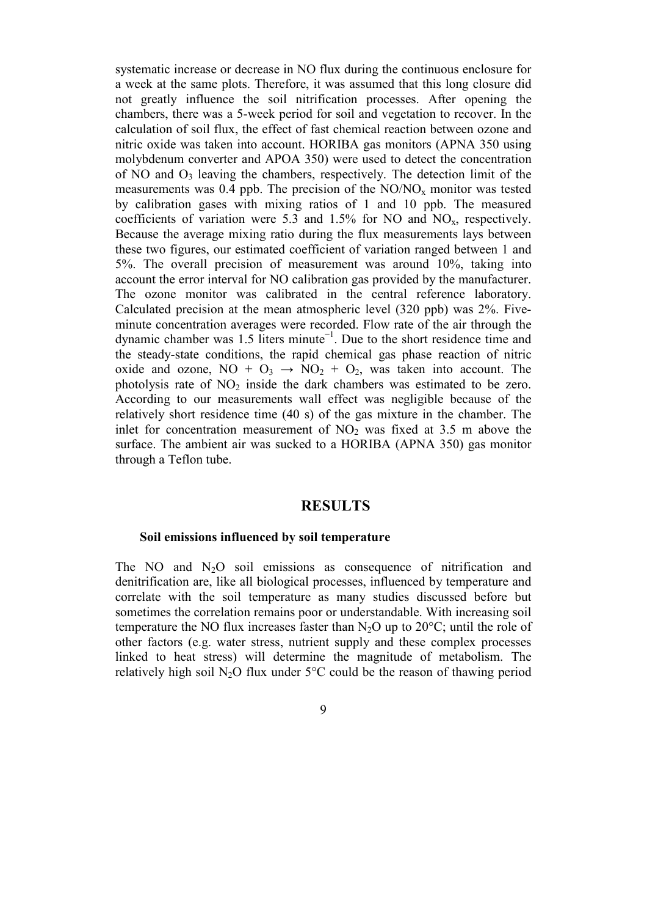systematic increase or decrease in NO flux during the continuous enclosure for a week at the same plots. Therefore, it was assumed that this long closure did not greatly influence the soil nitrification processes. After opening the chambers, there was a 5-week period for soil and vegetation to recover. In the calculation of soil flux, the effect of fast chemical reaction between ozone and nitric oxide was taken into account. HORIBA gas monitors (APNA 350 using molybdenum converter and APOA 350) were used to detect the concentration of NO and $O_3$ leaving the chambers, respectively. The detection limit of the measurements was 0.4 ppb. The precision of the $NO/NO_x$ monitor was tested by calibration gases with mixing ratios of 1 and 10 ppb. The measured coefficients of variation were 5.3 and 1.5% for NO and $NO_x$, respectively. Because the average mixing ratio during the flux measurements lays between these two figures, our estimated coefficient of variation ranged between 1 and 5%. The overall precision of measurement was around 10%, taking into account the error interval for NO calibration gas provided by the manufacturer. The ozone monitor was calibrated in the central reference laboratory. Calculated precision at the mean atmospheric level (320 ppb) was 2%. Five-minute concentration averages were recorded. Flow rate of the air through the dynamic chamber was 1.5 liters minute$^{-1}$. Due to the short residence time and the steady-state conditions, the rapid chemical gas phase reaction of nitric oxide and ozone, $NO + O_3 \rightarrow NO_2 + O_2$, was taken into account. The photolysis rate of $NO_2$ inside the dark chambers was estimated to be zero. According to our measurements wall effect was negligible because of the relatively short residence time (40 s) of the gas mixture in the chamber. The inlet for concentration measurement of $NO_2$ was fixed at 3.5 m above the surface. The ambient air was sucked to a HORIBA (APNA 350) gas monitor through a Teflon tube.

## RESULTS

### Soil emissions influenced by soil temperature

The NO and $N_2O$ soil emissions as consequence of nitrification and denitrification are, like all biological processes, influenced by temperature and correlate with the soil temperature as many studies discussed before but sometimes the correlation remains poor or understandable. With increasing soil temperature the NO flux increases faster than $N_2O$ up to 20°C; until the role of other factors (e.g. water stress, nutrient supply and these complex processes linked to heat stress) will determine the magnitude of metabolism. The relatively high soil $N_2O$ flux under 5°C could be the reason of thawing period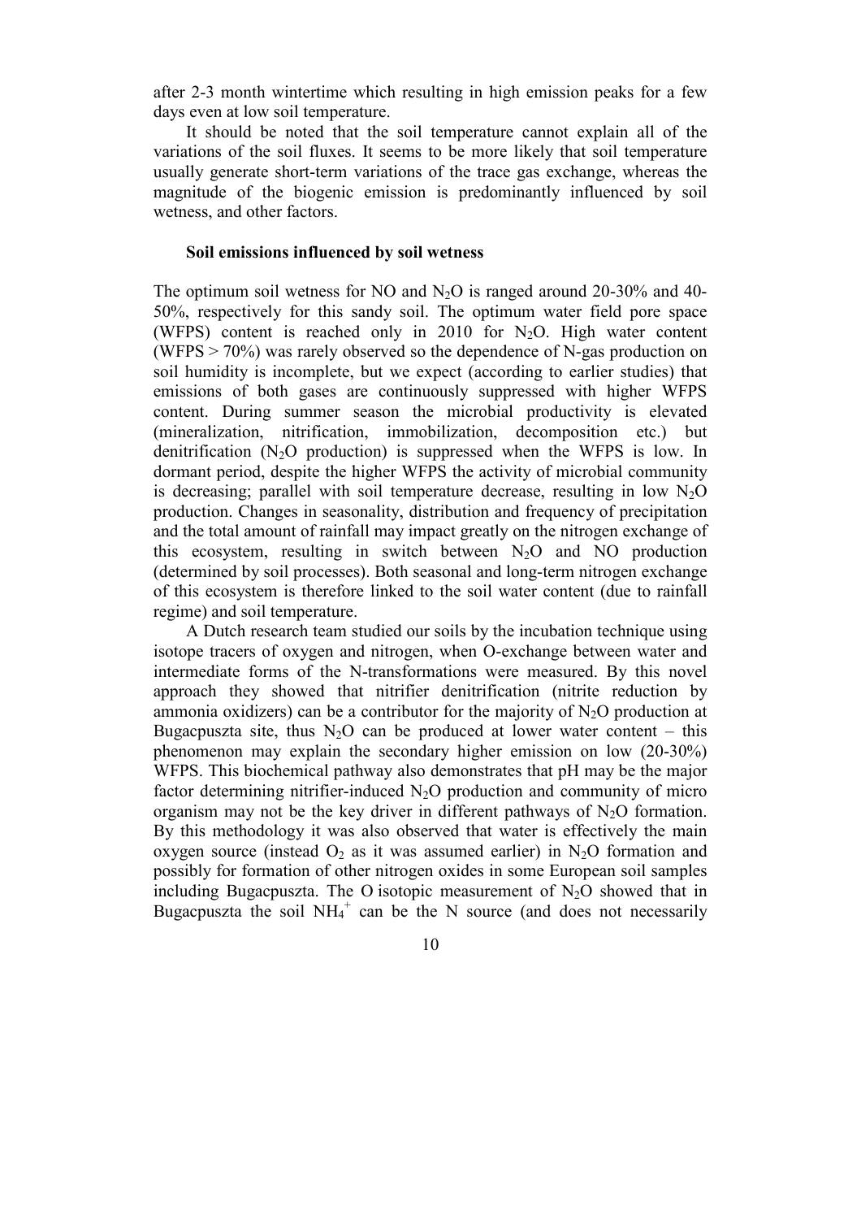after 2-3 month wintertime which resulting in high emission peaks for a few days even at low soil temperature.

It should be noted that the soil temperature cannot explain all of the variations of the soil fluxes. It seems to be more likely that soil temperature usually generate short-term variations of the trace gas exchange, whereas the magnitude of the biogenic emission is predominantly influenced by soil wetness, and other factors.

**Soil emissions influenced by soil wetness**

The optimum soil wetness for NO and $N_2O$ is ranged around 20-30% and 40-50%, respectively for this sandy soil. The optimum water field pore space (WFPS) content is reached only in 2010 for $N_2O$. High water content (WFPS > 70%) was rarely observed so the dependence of N-gas production on soil humidity is incomplete, but we expect (according to earlier studies) that emissions of both gases are continuously suppressed with higher WFPS content. During summer season the microbial productivity is elevated (mineralization, nitrification, immobilization, decomposition etc.) but denitrification ($N_2O$ production) is suppressed when the WFPS is low. In dormant period, despite the higher WFPS the activity of microbial community is decreasing; parallel with soil temperature decrease, resulting in low $N_2O$ production. Changes in seasonality, distribution and frequency of precipitation and the total amount of rainfall may impact greatly on the nitrogen exchange of this ecosystem, resulting in switch between $N_2O$ and NO production (determined by soil processes). Both seasonal and long-term nitrogen exchange of this ecosystem is therefore linked to the soil water content (due to rainfall regime) and soil temperature.

A Dutch research team studied our soils by the incubation technique using isotope tracers of oxygen and nitrogen, when O-exchange between water and intermediate forms of the N-transformations were measured. By this novel approach they showed that nitrifier denitrification (nitrite reduction by ammonia oxidizers) can be a contributor for the majority of $N_2O$ production at Bugacpuszta site, thus $N_2O$ can be produced at lower water content – this phenomenon may explain the secondary higher emission on low (20-30%) WFPS. This biochemical pathway also demonstrates that pH may be the major factor determining nitrifier-induced $N_2O$ production and community of micro organism may not be the key driver in different pathways of $N_2O$ formation. By this methodology it was also observed that water is effectively the main oxygen source (instead $O_2$ as it was assumed earlier) in $N_2O$ formation and possibly for formation of other nitrogen oxides in some European soil samples including Bugacpuszta. The O isotopic measurement of $N_2O$ showed that in Bugacpuszta the soil $NH_4^+$ can be the N source (and does not necessarily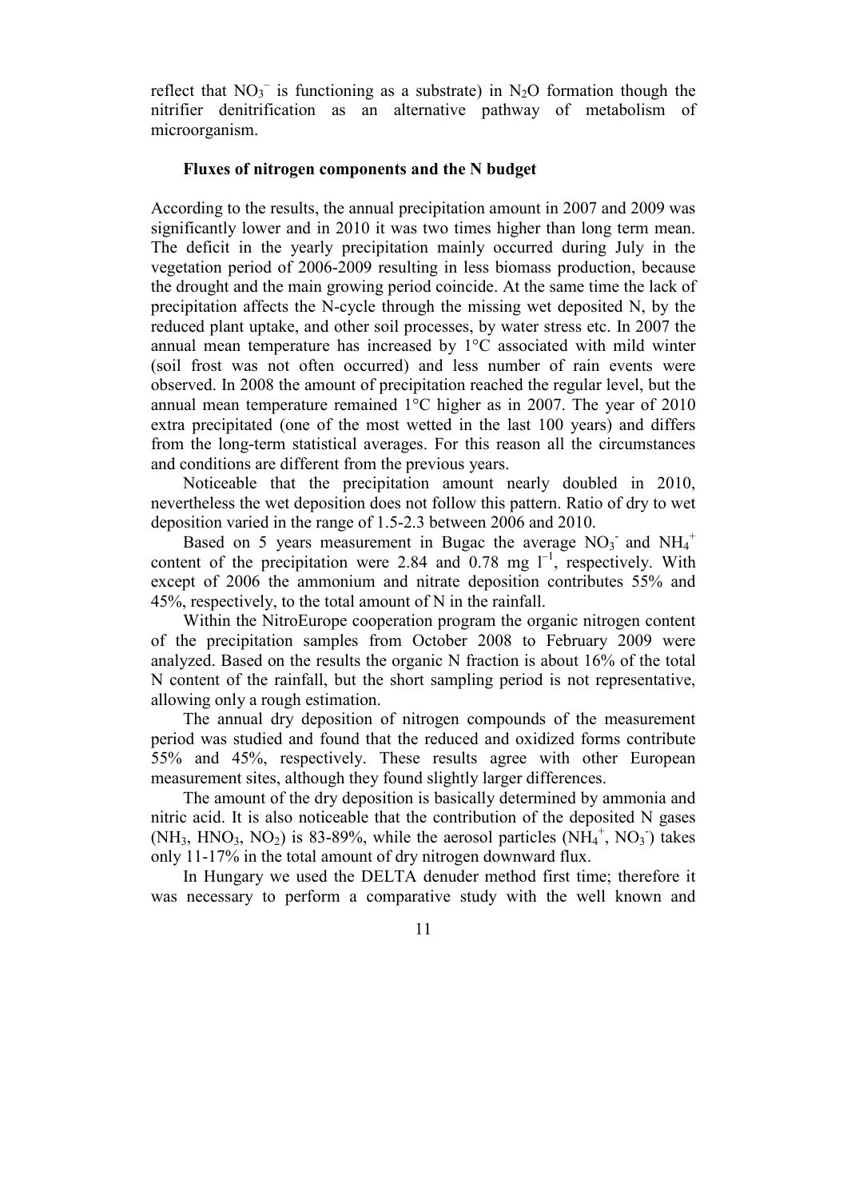reflect that $NO_3^-$ is functioning as a substrate) in $N_2O$ formation though the nitrifier denitrification as an alternative pathway of metabolism of microorganism.

### Fluxes of nitrogen components and the N budget

According to the results, the annual precipitation amount in 2007 and 2009 was significantly lower and in 2010 it was two times higher than long term mean. The deficit in the yearly precipitation mainly occurred during July in the vegetation period of 2006-2009 resulting in less biomass production, because the drought and the main growing period coincide. At the same time the lack of precipitation affects the N-cycle through the missing wet deposited N, by the reduced plant uptake, and other soil processes, by water stress etc. In 2007 the annual mean temperature has increased by 1°C associated with mild winter (soil frost was not often occurred) and less number of rain events were observed. In 2008 the amount of precipitation reached the regular level, but the annual mean temperature remained 1°C higher as in 2007. The year of 2010 extra precipitated (one of the most wetted in the last 100 years) and differs from the long-term statistical averages. For this reason all the circumstances and conditions are different from the previous years.

Noticeable that the precipitation amount nearly doubled in 2010, nevertheless the wet deposition does not follow this pattern. Ratio of dry to wet deposition varied in the range of 1.5-2.3 between 2006 and 2010.

Based on 5 years measurement in Bugac the average $NO_3^-$ and $NH_4^+$ content of the precipitation were 2.84 and 0.78 mg $l^{-1}$, respectively. With except of 2006 the ammonium and nitrate deposition contributes 55% and 45%, respectively, to the total amount of N in the rainfall.

Within the NitroEurope cooperation program the organic nitrogen content of the precipitation samples from October 2008 to February 2009 were analyzed. Based on the results the organic N fraction is about 16% of the total N content of the rainfall, but the short sampling period is not representative, allowing only a rough estimation.

The annual dry deposition of nitrogen compounds of the measurement period was studied and found that the reduced and oxidized forms contribute 55% and 45%, respectively. These results agree with other European measurement sites, although they found slightly larger differences.

The amount of the dry deposition is basically determined by ammonia and nitric acid. It is also noticeable that the contribution of the deposited N gases ($NH_3$, $HNO_3$, $NO_2$) is 83-89%, while the aerosol particles ($NH_4^+$, $NO_3^-$) takes only 11-17% in the total amount of dry nitrogen downward flux.

In Hungary we used the DELTA denuder method first time; therefore it was necessary to perform a comparative study with the well known and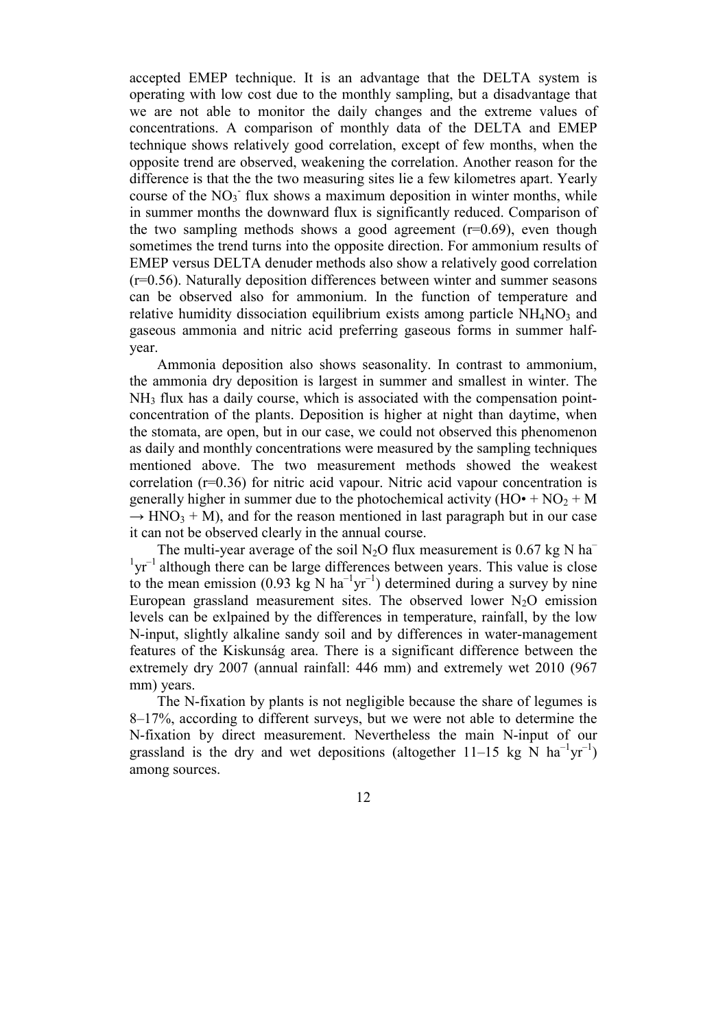accepted EMEP technique. It is an advantage that the DELTA system is operating with low cost due to the monthly sampling, but a disadvantage that we are not able to monitor the daily changes and the extreme values of concentrations. A comparison of monthly data of the DELTA and EMEP technique shows relatively good correlation, except of few months, when the opposite trend are observed, weakening the correlation. Another reason for the difference is that the two measuring sites lie a few kilometres apart. Yearly course of the $NO_3^-$ flux shows a maximum deposition in winter months, while in summer months the downward flux is significantly reduced. Comparison of the two sampling methods shows a good agreement ($r=0.69$), even though sometimes the trend turns into the opposite direction. For ammonium results of EMEP versus DELTA denuder methods also show a relatively good correlation ($r=0.56$). Naturally deposition differences between winter and summer seasons can be observed also for ammonium. In the function of temperature and relative humidity dissociation equilibrium exists among particle $NH_4NO_3$ and gaseous ammonia and nitric acid preferring gaseous forms in summer half-year.

Ammonia deposition also shows seasonality. In contrast to ammonium, the ammonia dry deposition is largest in summer and smallest in winter. The $NH_3$ flux has a daily course, which is associated with the compensation point-concentration of the plants. Deposition is higher at night than daytime, when the stomata, are open, but in our case, we could not observed this phenomenon as daily and monthly concentrations were measured by the sampling techniques mentioned above. The two measurement methods showed the weakest correlation ($r=0.36$) for nitric acid vapour. Nitric acid vapour concentration is generally higher in summer due to the photochemical activity ($HO\bullet + NO_2 + M \rightarrow HNO_3 + M$), and for the reason mentioned in last paragraph but in our case it can not be observed clearly in the annual course.

The multi-year average of the soil $N_2O$ flux measurement is 0.67 kg N $ha^{-1}yr^{-1}$ although there can be large differences between years. This value is close to the mean emission (0.93 kg N $ha^{-1}yr^{-1}$) determined during a survey by nine European grassland measurement sites. The observed lower $N_2O$ emission levels can be exlpained by the differences in temperature, rainfall, by the low N-input, slightly alkaline sandy soil and by differences in water-management features of the Kiskunság area. There is a significant difference between the extremely dry 2007 (annual rainfall: 446 mm) and extremely wet 2010 (967 mm) years.

The N-fixation by plants is not negligible because the share of legumes is 8–17%, according to different surveys, but we were not able to determine the N-fixation by direct measurement. Nevertheless the main N-input of our grassland is the dry and wet depositions (altogether 11–15 kg N $ha^{-1}yr^{-1}$) among sources.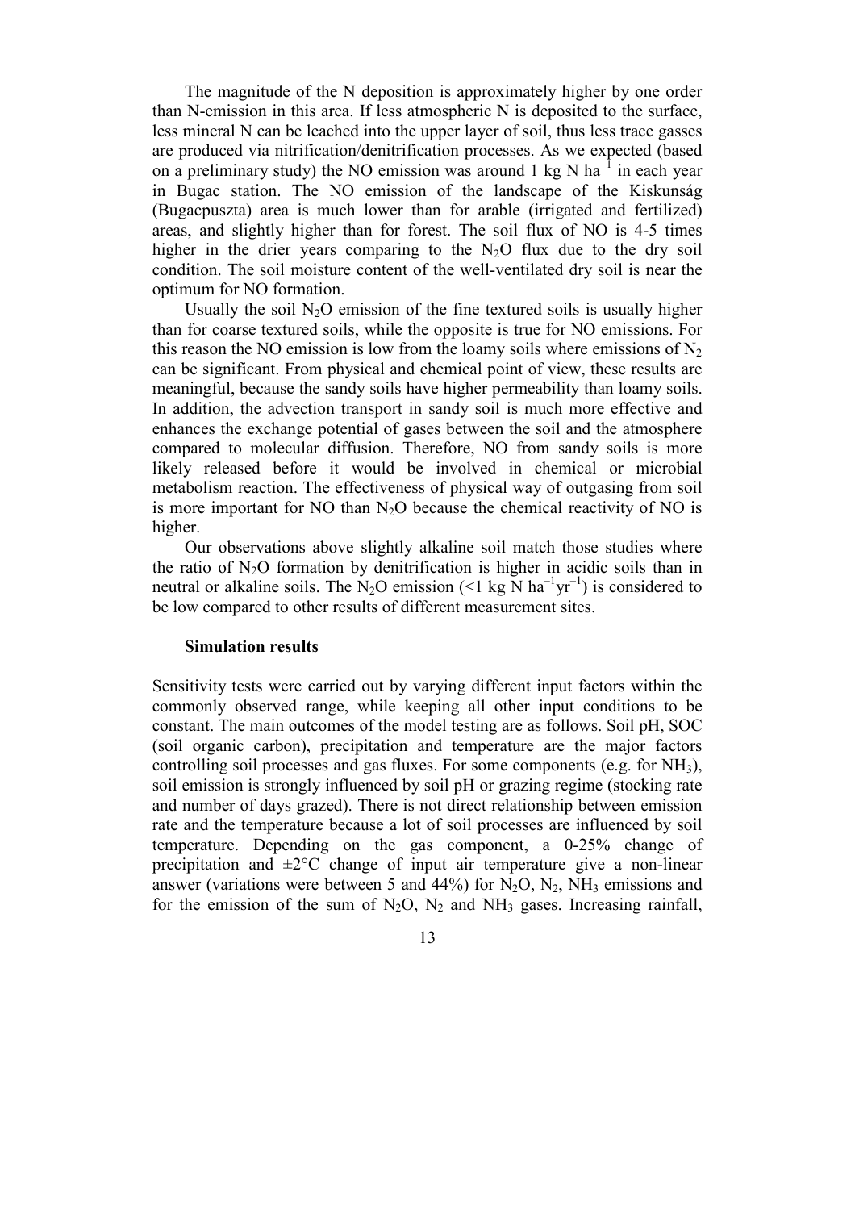The magnitude of the N deposition is approximately higher by one order than N-emission in this area. If less atmospheric N is deposited to the surface, less mineral N can be leached into the upper layer of soil, thus less trace gasses are produced via nitrification/denitrification processes. As we expected (based on a preliminary study) the NO emission was around 1 kg N ha$^{-1}$ in each year in Bugac station. The NO emission of the landscape of the Kiskunság (Bugacpuszta) area is much lower than for arable (irrigated and fertilized) areas, and slightly higher than for forest. The soil flux of NO is 4-5 times higher in the drier years comparing to the $N_2O$ flux due to the dry soil condition. The soil moisture content of the well-ventilated dry soil is near the optimum for NO formation.

Usually the soil $N_2O$ emission of the fine textured soils is usually higher than for coarse textured soils, while the opposite is true for NO emissions. For this reason the NO emission is low from the loamy soils where emissions of $N_2$ can be significant. From physical and chemical point of view, these results are meaningful, because the sandy soils have higher permeability than loamy soils. In addition, the advection transport in sandy soil is much more effective and enhances the exchange potential of gases between the soil and the atmosphere compared to molecular diffusion. Therefore, NO from sandy soils is more likely released before it would be involved in chemical or microbial metabolism reaction. The effectiveness of physical way of outgasing from soil is more important for NO than $N_2O$ because the chemical reactivity of NO is higher.

Our observations above slightly alkaline soil match those studies where the ratio of $N_2O$ formation by denitrification is higher in acidic soils than in neutral or alkaline soils. The $N_2O$ emission (<1 kg N ha$^{-1}$yr$^{-1}$) is considered to be low compared to other results of different measurement sites.

**Simulation results**

Sensitivity tests were carried out by varying different input factors within the commonly observed range, while keeping all other input conditions to be constant. The main outcomes of the model testing are as follows. Soil pH, SOC (soil organic carbon), precipitation and temperature are the major factors controlling soil processes and gas fluxes. For some components (e.g. for $NH_3$), soil emission is strongly influenced by soil pH or grazing regime (stocking rate and number of days grazed). There is not direct relationship between emission rate and the temperature because a lot of soil processes are influenced by soil temperature. Depending on the gas component, a 0-25% change of precipitation and ±2°C change of input air temperature give a non-linear answer (variations were between 5 and 44%) for $N_2O$, $N_2$, $NH_3$ emissions and for the emission of the sum of $N_2O$, $N_2$ and $NH_3$ gases. Increasing rainfall,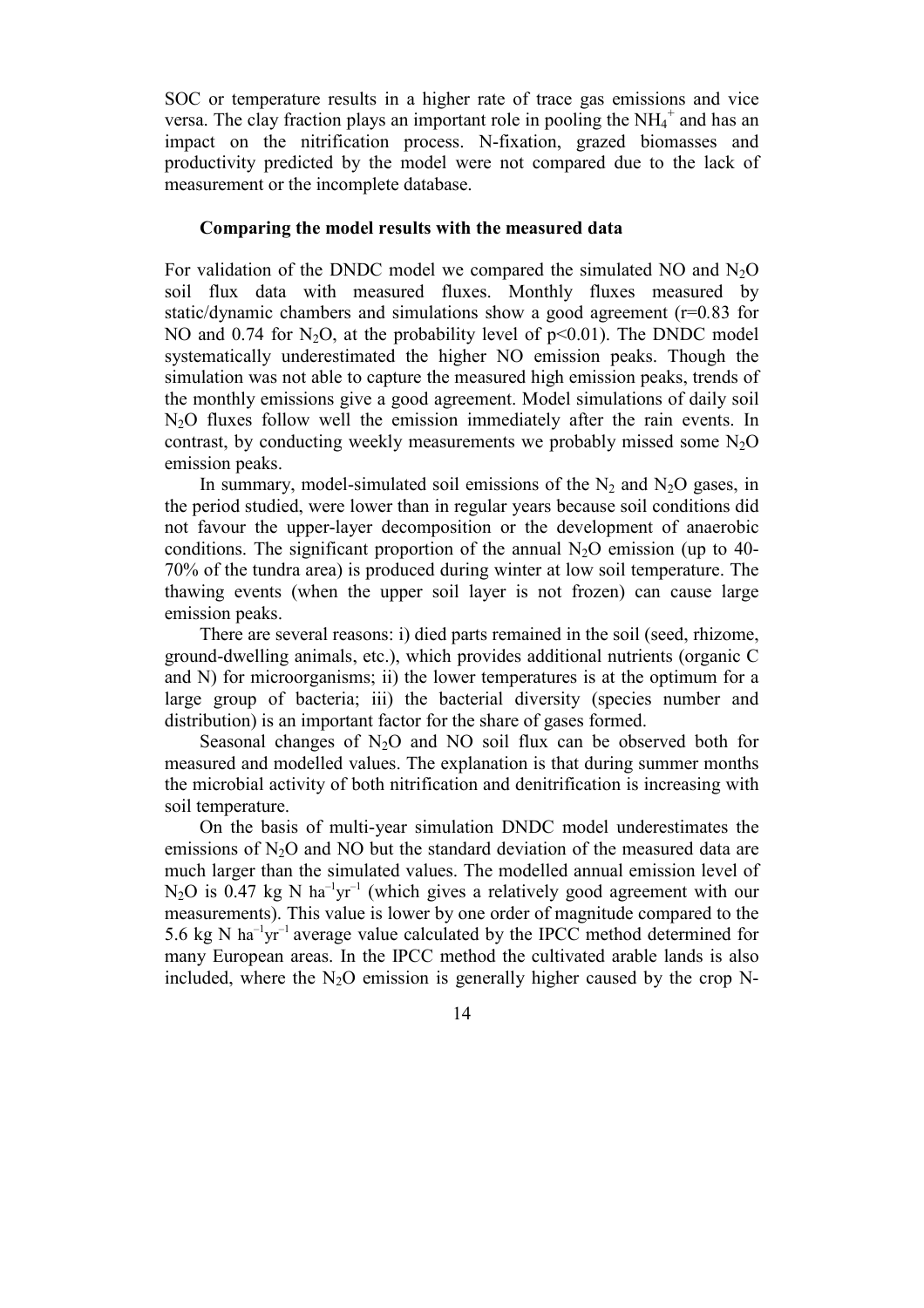SOC or temperature results in a higher rate of trace gas emissions and vice versa. The clay fraction plays an important role in pooling the $NH_4^+$ and has an impact on the nitrification process. N-fixation, grazed biomasses and productivity predicted by the model were not compared due to the lack of measurement or the incomplete database.

### Comparing the model results with the measured data

For validation of the DNDC model we compared the simulated NO and $N_2O$ soil flux data with measured fluxes. Monthly fluxes measured by static/dynamic chambers and simulations show a good agreement ($r=0.83$ for NO and 0.74 for $N_2O$, at the probability level of $p<0.01$). The DNDC model systematically underestimated the higher NO emission peaks. Though the simulation was not able to capture the measured high emission peaks, trends of the monthly emissions give a good agreement. Model simulations of daily soil $N_2O$ fluxes follow well the emission immediately after the rain events. In contrast, by conducting weekly measurements we probably missed some $N_2O$ emission peaks.

In summary, model-simulated soil emissions of the $N_2$ and $N_2O$ gases, in the period studied, were lower than in regular years because soil conditions did not favour the upper-layer decomposition or the development of anaerobic conditions. The significant proportion of the annual $N_2O$ emission (up to 40-70% of the tundra area) is produced during winter at low soil temperature. The thawing events (when the upper soil layer is not frozen) can cause large emission peaks.

There are several reasons: i) died parts remained in the soil (seed, rhizome, ground-dwelling animals, etc.), which provides additional nutrients (organic C and N) for microorganisms; ii) the lower temperatures is at the optimum for a large group of bacteria; iii) the bacterial diversity (species number and distribution) is an important factor for the share of gases formed.

Seasonal changes of $N_2O$ and NO soil flux can be observed both for measured and modelled values. The explanation is that during summer months the microbial activity of both nitrification and denitrification is increasing with soil temperature.

On the basis of multi-year simulation DNDC model underestimates the emissions of $N_2O$ and NO but the standard deviation of the measured data are much larger than the simulated values. The modelled annual emission level of $N_2O$ is 0.47 kg N $ha^{-1}yr^{-1}$ (which gives a relatively good agreement with our measurements). This value is lower by one order of magnitude compared to the 5.6 kg N $ha^{-1}yr^{-1}$ average value calculated by the IPCC method determined for many European areas. In the IPCC method the cultivated arable lands is also included, where the $N_2O$ emission is generally higher caused by the crop N-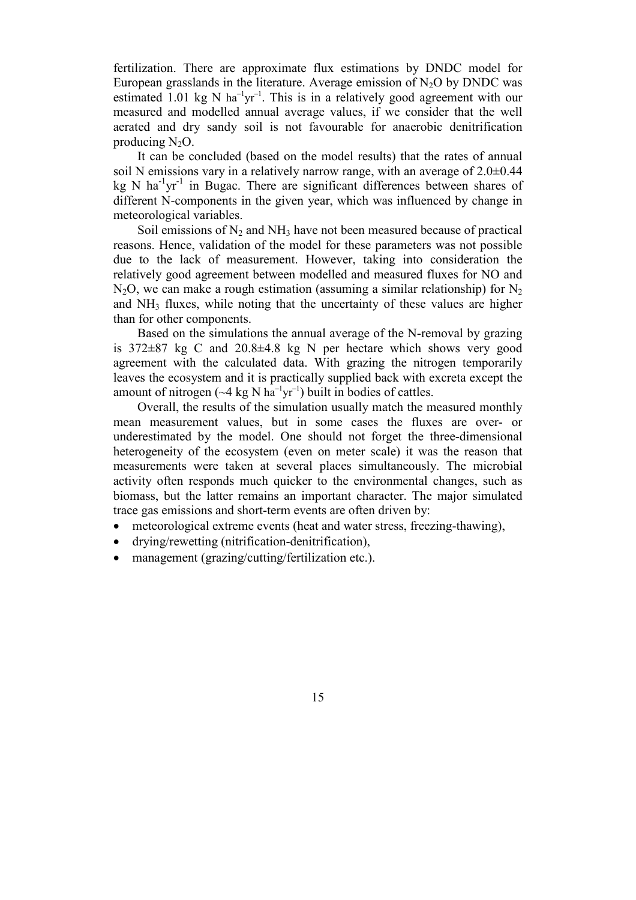fertilization. There are approximate flux estimations by DNDC model for European grasslands in the literature. Average emission of $N_2O$ by DNDC was estimated 1.01 kg N $ha^{-1}yr^{-1}$. This is in a relatively good agreement with our measured and modelled annual average values, if we consider that the well aerated and dry sandy soil is not favourable for anaerobic denitrification producing $N_2O$.

It can be concluded (based on the model results) that the rates of annual soil N emissions vary in a relatively narrow range, with an average of 2.0±0.44 kg N $ha^{-1}yr^{-1}$ in Bugac. There are significant differences between shares of different N-components in the given year, which was influenced by change in meteorological variables.

Soil emissions of $N_2$ and $NH_3$ have not been measured because of practical reasons. Hence, validation of the model for these parameters was not possible due to the lack of measurement. However, taking into consideration the relatively good agreement between modelled and measured fluxes for NO and $N_2O$, we can make a rough estimation (assuming a similar relationship) for $N_2$ and $NH_3$ fluxes, while noting that the uncertainty of these values are higher than for other components.

Based on the simulations the annual average of the N-removal by grazing is 372±87 kg C and 20.8±4.8 kg N per hectare which shows very good agreement with the calculated data. With grazing the nitrogen temporarily leaves the ecosystem and it is practically supplied back with excreta except the amount of nitrogen (~4 kg N $ha^{-1}yr^{-1}$) built in bodies of cattles.

Overall, the results of the simulation usually match the measured monthly mean measurement values, but in some cases the fluxes are over- or underestimated by the model. One should not forget the three-dimensional heterogeneity of the ecosystem (even on meter scale) it was the reason that measurements were taken at several places simultaneously. The microbial activity often responds much quicker to the environmental changes, such as biomass, but the latter remains an important character. The major simulated trace gas emissions and short-term events are often driven by:

- meteorological extreme events (heat and water stress, freezing-thawing),
- drying/rewetting (nitrification-denitrification),
- management (grazing/cutting/fertilization etc.).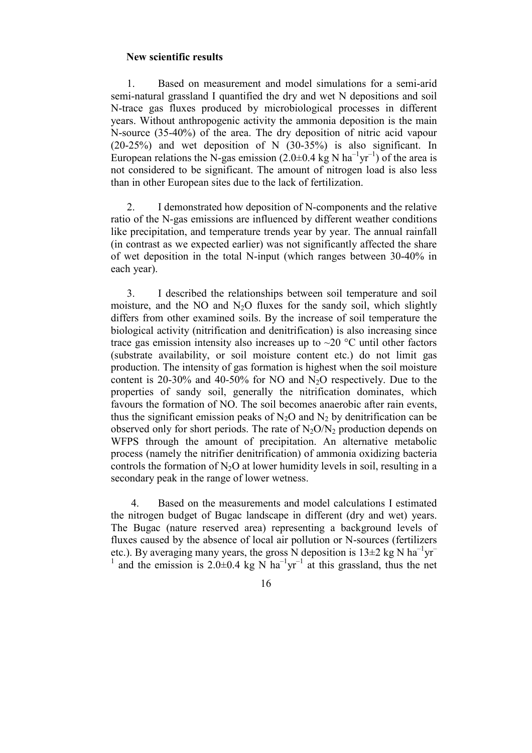**New scientific results**

1. Based on measurement and model simulations for a semi-arid semi-natural grassland I quantified the dry and wet N depositions and soil N-trace gas fluxes produced by microbiological processes in different years. Without anthropogenic activity the ammonia deposition is the main N-source (35-40%) of the area. The dry deposition of nitric acid vapour (20-25%) and wet deposition of N (30-35%) is also significant. In European relations the N-gas emission ($2.0 \pm 0.4$ kg N ha$^{-1}$yr$^{-1}$) of the area is not considered to be significant. The amount of nitrogen load is also less than in other European sites due to the lack of fertilization.

2. I demonstrated how deposition of N-components and the relative ratio of the N-gas emissions are influenced by different weather conditions like precipitation, and temperature trends year by year. The annual rainfall (in contrast as we expected earlier) was not significantly affected the share of wet deposition in the total N-input (which ranges between 30-40% in each year).

3. I described the relationships between soil temperature and soil moisture, and the NO and $N_2O$ fluxes for the sandy soil, which slightly differs from other examined soils. By the increase of soil temperature the biological activity (nitrification and denitrification) is also increasing since trace gas emission intensity also increases up to ~20 °C until other factors (substrate availability, or soil moisture content etc.) do not limit gas production. The intensity of gas formation is highest when the soil moisture content is 20-30% and 40-50% for NO and $N_2O$ respectively. Due to the properties of sandy soil, generally the nitrification dominates, which favours the formation of NO. The soil becomes anaerobic after rain events, thus the significant emission peaks of $N_2O$ and $N_2$ by denitrification can be observed only for short periods. The rate of $N_2O/N_2$ production depends on WFPS through the amount of precipitation. An alternative metabolic process (namely the nitrifier denitrification) of ammonia oxidizing bacteria controls the formation of $N_2O$ at lower humidity levels in soil, resulting in a secondary peak in the range of lower wetness.

4. Based on the measurements and model calculations I estimated the nitrogen budget of Bugac landscape in different (dry and wet) years. The Bugac (nature reserved area) representing a background levels of fluxes caused by the absence of local air pollution or N-sources (fertilizers etc.). By averaging many years, the gross N deposition is $13 \pm 2$ kg N ha$^{-1}$yr$^{-1}$ and the emission is $2.0 \pm 0.4$ kg N ha$^{-1}$yr$^{-1}$ at this grassland, thus the net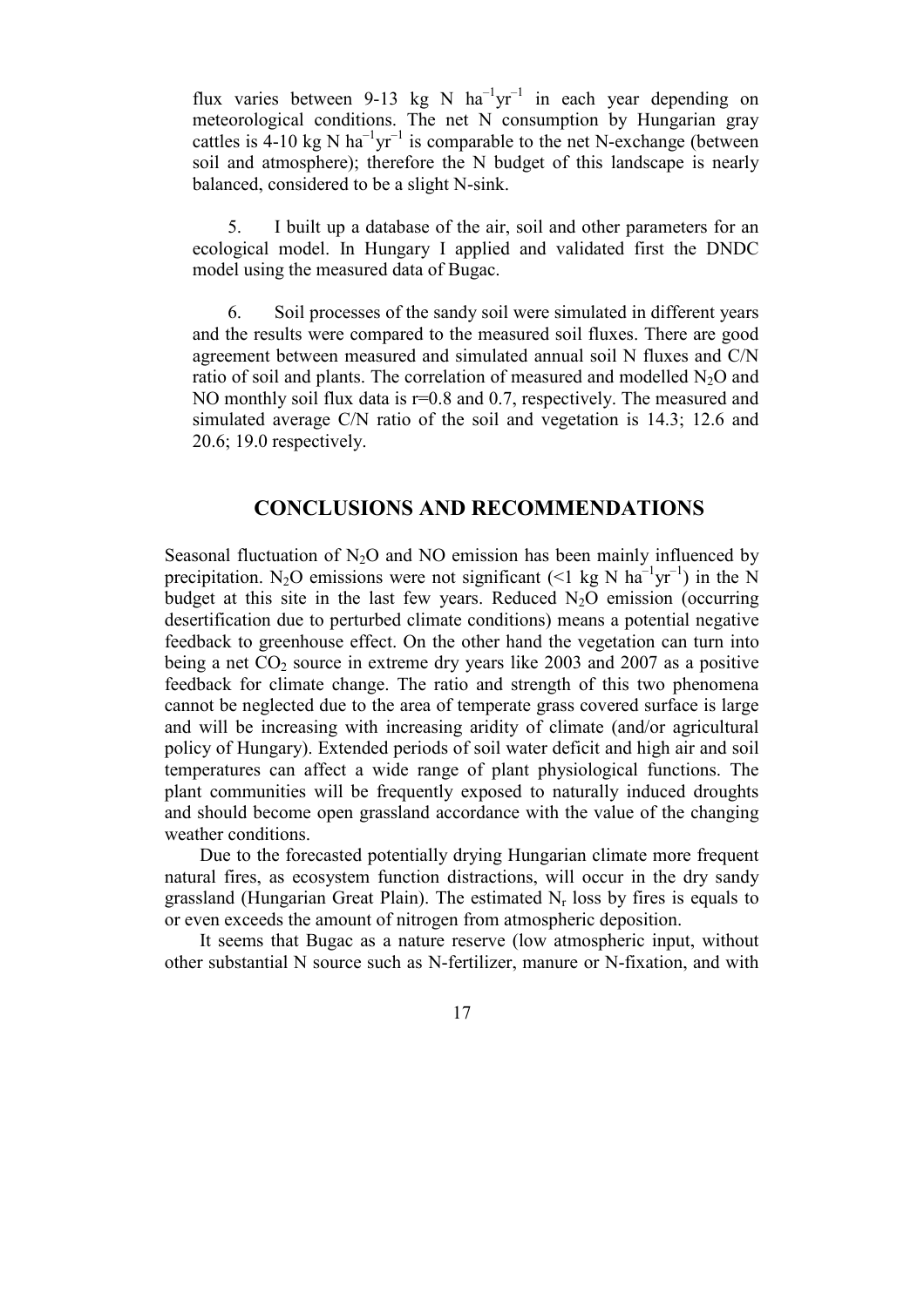flux varies between 9-13 kg N $ha^{-1}yr^{-1}$ in each year depending on meteorological conditions. The net N consumption by Hungarian gray cattles is 4-10 kg N $ha^{-1}yr^{-1}$ is comparable to the net N-exchange (between soil and atmosphere); therefore the N budget of this landscape is nearly balanced, considered to be a slight N-sink.

5. I built up a database of the air, soil and other parameters for an ecological model. In Hungary I applied and validated first the DNDC model using the measured data of Bugac.

6. Soil processes of the sandy soil were simulated in different years and the results were compared to the measured soil fluxes. There are good agreement between measured and simulated annual soil N fluxes and C/N ratio of soil and plants. The correlation of measured and modelled $N_2O$ and NO monthly soil flux data is r=0.8 and 0.7, respectively. The measured and simulated average C/N ratio of the soil and vegetation is 14.3; 12.6 and 20.6; 19.0 respectively.

## CONCLUSIONS AND RECOMMENDATIONS

Seasonal fluctuation of $N_2O$ and NO emission has been mainly influenced by precipitation. $N_2O$ emissions were not significant (<1 kg N $ha^{-1}yr^{-1}$) in the N budget at this site in the last few years. Reduced $N_2O$ emission (occurring desertification due to perturbed climate conditions) means a potential negative feedback to greenhouse effect. On the other hand the vegetation can turn into being a net $CO_2$ source in extreme dry years like 2003 and 2007 as a positive feedback for climate change. The ratio and strength of this two phenomena cannot be neglected due to the area of temperate grass covered surface is large and will be increasing with increasing aridity of climate (and/or agricultural policy of Hungary). Extended periods of soil water deficit and high air and soil temperatures can affect a wide range of plant physiological functions. The plant communities will be frequently exposed to naturally induced droughts and should become open grassland accordance with the value of the changing weather conditions.

Due to the forecasted potentially drying Hungarian climate more frequent natural fires, as ecosystem function distractions, will occur in the dry sandy grassland (Hungarian Great Plain). The estimated $N_r$ loss by fires is equals to or even exceeds the amount of nitrogen from atmospheric deposition.

It seems that Bugac as a nature reserve (low atmospheric input, without other substantial N source such as N-fertilizer, manure or N-fixation, and with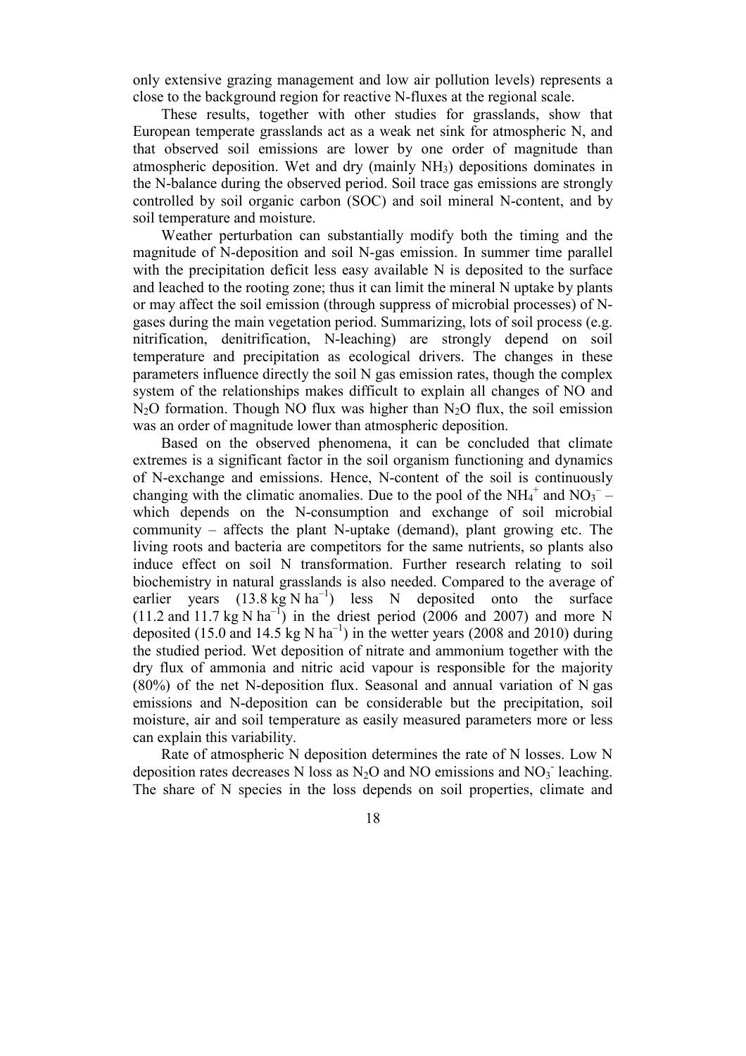only extensive grazing management and low air pollution levels) represents a close to the background region for reactive N-fluxes at the regional scale.

These results, together with other studies for grasslands, show that European temperate grasslands act as a weak net sink for atmospheric N, and that observed soil emissions are lower by one order of magnitude than atmospheric deposition. Wet and dry (mainly $NH_3$) depositions dominates in the N-balance during the observed period. Soil trace gas emissions are strongly controlled by soil organic carbon (SOC) and soil mineral N-content, and by soil temperature and moisture.

Weather perturbation can substantially modify both the timing and the magnitude of N-deposition and soil N-gas emission. In summer time parallel with the precipitation deficit less easy available N is deposited to the surface and leached to the rooting zone; thus it can limit the mineral N uptake by plants or may affect the soil emission (through suppress of microbial processes) of N-gases during the main vegetation period. Summarizing, lots of soil process (e.g. nitrification, denitrification, N-leaching) are strongly depend on soil temperature and precipitation as ecological drivers. The changes in these parameters influence directly the soil N gas emission rates, though the complex system of the relationships makes difficult to explain all changes of NO and $N_2O$ formation. Though NO flux was higher than $N_2O$ flux, the soil emission was an order of magnitude lower than atmospheric deposition.

Based on the observed phenomena, it can be concluded that climate extremes is a significant factor in the soil organism functioning and dynamics of N-exchange and emissions. Hence, N-content of the soil is continuously changing with the climatic anomalies. Due to the pool of the $NH_4^+$ and $NO_3^-$ – which depends on the N-consumption and exchange of soil microbial community – affects the plant N-uptake (demand), plant growing etc. The living roots and bacteria are competitors for the same nutrients, so plants also induce effect on soil N transformation. Further research relating to soil biochemistry in natural grasslands is also needed. Compared to the average of earlier years (13.8 kg N $ha^{-1}$) less N deposited onto the surface (11.2 and 11.7 kg N $ha^{-1}$) in the driest period (2006 and 2007) and more N deposited (15.0 and 14.5 kg N $ha^{-1}$) in the wetter years (2008 and 2010) during the studied period. Wet deposition of nitrate and ammonium together with the dry flux of ammonia and nitric acid vapour is responsible for the majority (80%) of the net N-deposition flux. Seasonal and annual variation of N gas emissions and N-deposition can be considerable but the precipitation, soil moisture, air and soil temperature as easily measured parameters more or less can explain this variability.

Rate of atmospheric N deposition determines the rate of N losses. Low N deposition rates decreases N loss as $N_2O$ and NO emissions and $NO_3^-$ leaching. The share of N species in the loss depends on soil properties, climate and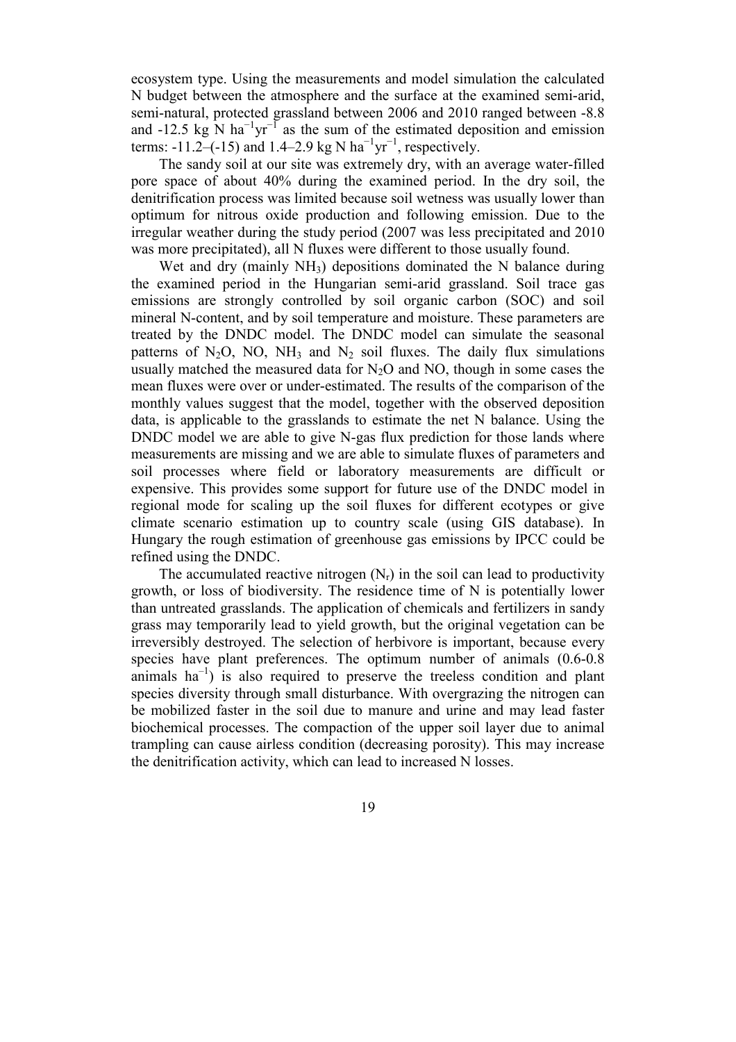ecosystem type. Using the measurements and model simulation the calculated N budget between the atmosphere and the surface at the examined semi-arid, semi-natural, protected grassland between 2006 and 2010 ranged between -8.8 and -12.5 kg N $ha^{-1}yr^{-1}$ as the sum of the estimated deposition and emission terms: -11.2–(-15) and 1.4–2.9 kg N $ha^{-1}yr^{-1}$, respectively.

The sandy soil at our site was extremely dry, with an average water-filled pore space of about 40% during the examined period. In the dry soil, the denitrification process was limited because soil wetness was usually lower than optimum for nitrous oxide production and following emission. Due to the irregular weather during the study period (2007 was less precipitated and 2010 was more precipitated), all N fluxes were different to those usually found.

Wet and dry (mainly $NH_3$) depositions dominated the N balance during the examined period in the Hungarian semi-arid grassland. Soil trace gas emissions are strongly controlled by soil organic carbon (SOC) and soil mineral N-content, and by soil temperature and moisture. These parameters are treated by the DNDC model. The DNDC model can simulate the seasonal patterns of $N_2O$, NO, $NH_3$ and $N_2$ soil fluxes. The daily flux simulations usually matched the measured data for $N_2O$ and NO, though in some cases the mean fluxes were over or under-estimated. The results of the comparison of the monthly values suggest that the model, together with the observed deposition data, is applicable to the grasslands to estimate the net N balance. Using the DNDC model we are able to give N-gas flux prediction for those lands where measurements are missing and we are able to simulate fluxes of parameters and soil processes where field or laboratory measurements are difficult or expensive. This provides some support for future use of the DNDC model in regional mode for scaling up the soil fluxes for different ecotypes or give climate scenario estimation up to country scale (using GIS database). In Hungary the rough estimation of greenhouse gas emissions by IPCC could be refined using the DNDC.

The accumulated reactive nitrogen ($N_r$) in the soil can lead to productivity growth, or loss of biodiversity. The residence time of N is potentially lower than untreated grasslands. The application of chemicals and fertilizers in sandy grass may temporarily lead to yield growth, but the original vegetation can be irreversibly destroyed. The selection of herbivore is important, because every species have plant preferences. The optimum number of animals (0.6-0.8 animals $ha^{-1}$) is also required to preserve the treeless condition and plant species diversity through small disturbance. With overgrazing the nitrogen can be mobilized faster in the soil due to manure and urine and may lead faster biochemical processes. The compaction of the upper soil layer due to animal trampling can cause airless condition (decreasing porosity). This may increase the denitrification activity, which can lead to increased N losses.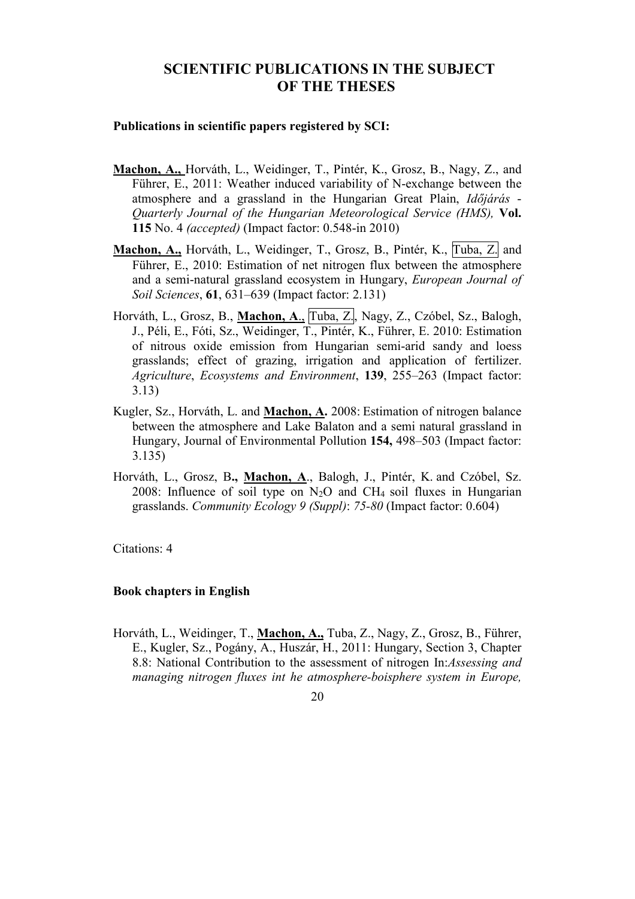# SCIENTIFIC PUBLICATIONS IN THE SUBJECT OF THE THESES

**Publications in scientific papers registered by SCI:**

**Machon, A.,** Horváth, L., Weidinger, T., Pintér, K., Grosz, B., Nagy, Z., and Führer, E., 2011: Weather induced variability of N-exchange between the atmosphere and a grassland in the Hungarian Great Plain, *Időjárás - Quarterly Journal of the Hungarian Meteorological Service (HMS),* **Vol. 115** No. 4 *(accepted)* (Impact factor: 0.548-in 2010)

**Machon, A.,** Horváth, L., Weidinger, T., Grosz, B., Pintér, K., Tuba, Z. and Führer, E., 2010: Estimation of net nitrogen flux between the atmosphere and a semi-natural grassland ecosystem in Hungary, *European Journal of Soil Sciences*, **61**, 631–639 (Impact factor: 2.131)

Horváth, L., Grosz, B., **Machon, A**., Tuba, Z., Nagy, Z., Czóbel, Sz., Balogh, J., Péli, E., Fóti, Sz., Weidinger, T., Pintér, K., Führer, E. 2010: Estimation of nitrous oxide emission from Hungarian semi-arid sandy and loess grasslands; effect of grazing, irrigation and application of fertilizer. *Agriculture*, *Ecosystems and Environment*, **139**, 255–263 (Impact factor: 3.13)

Kugler, Sz., Horváth, L. and **Machon, A.** 2008: Estimation of nitrogen balance between the atmosphere and Lake Balaton and a semi natural grassland in Hungary, Journal of Environmental Pollution **154,** 498–503 (Impact factor: 3.135)

Horváth, L., Grosz, B**., Machon, A**., Balogh, J., Pintér, K. and Czóbel, Sz. 2008: Influence of soil type on $N_2O$ and $CH_4$ soil fluxes in Hungarian grasslands. *Community Ecology 9 (Suppl)*: *75-80* (Impact factor: 0.604)

Citations: 4

**Book chapters in English**

Horváth, L., Weidinger, T., **Machon, A.,** Tuba, Z., Nagy, Z., Grosz, B., Führer, E., Kugler, Sz., Pogány, A., Huszár, H., 2011: Hungary, Section 3, Chapter 8.8: National Contribution to the assessment of nitrogen In:*Assessing and managing nitrogen fluxes int he atmosphere-boisphere system in Europe,*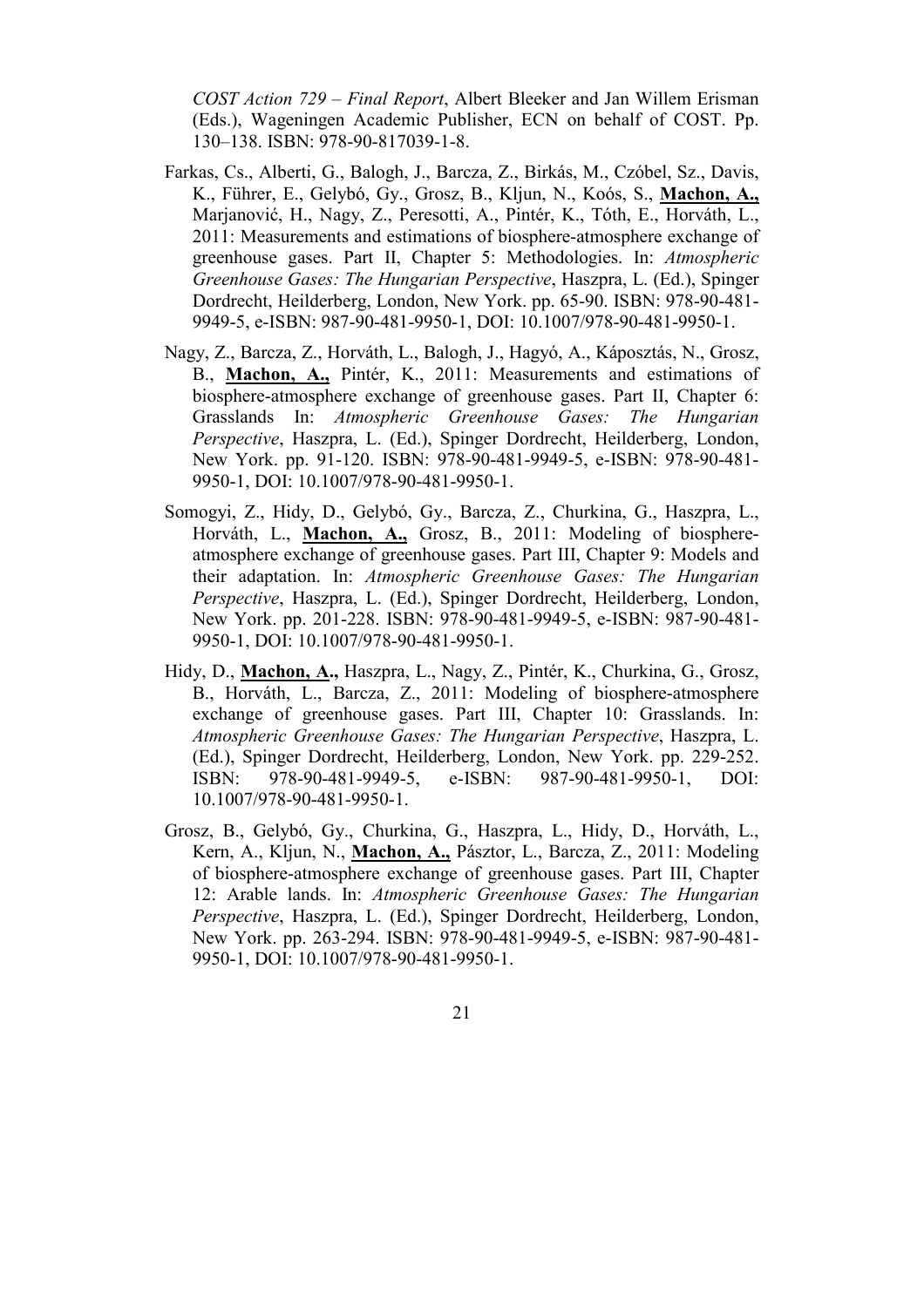*COST Action 729 – Final Report*, Albert Bleeker and Jan Willem Erisman (Eds.), Wageningen Academic Publisher, ECN on behalf of COST. Pp. 130–138. ISBN: 978-90-817039-1-8.

Farkas, Cs., Alberti, G., Balogh, J., Barcza, Z., Birkás, M., Czóbel, Sz., Davis, K., Führer, E., Gelybó, Gy., Grosz, B., Kljun, N., Koós, S., **Machon, A.,** Marjanović, H., Nagy, Z., Peresotti, A., Pintér, K., Tóth, E., Horváth, L., 2011: Measurements and estimations of biosphere-atmosphere exchange of greenhouse gases. Part II, Chapter 5: Methodologies. In: *Atmospheric Greenhouse Gases: The Hungarian Perspective*, Haszpra, L. (Ed.), Spinger Dordrecht, Heilderberg, London, New York. pp. 65-90. ISBN: 978-90-481-9949-5, e-ISBN: 987-90-481-9950-1, DOI: 10.1007/978-90-481-9950-1.

Nagy, Z., Barcza, Z., Horváth, L., Balogh, J., Hagyó, A., Káposztás, N., Grosz, B., **Machon, A.,** Pintér, K., 2011: Measurements and estimations of biosphere-atmosphere exchange of greenhouse gases. Part II, Chapter 6: Grasslands In: *Atmospheric Greenhouse Gases: The Hungarian Perspective*, Haszpra, L. (Ed.), Spinger Dordrecht, Heilderberg, London, New York. pp. 91-120. ISBN: 978-90-481-9949-5, e-ISBN: 978-90-481-9950-1, DOI: 10.1007/978-90-481-9950-1.

Somogyi, Z., Hidy, D., Gelybó, Gy., Barcza, Z., Churkina, G., Haszpra, L., Horváth, L., **Machon, A.,** Grosz, B., 2011: Modeling of biosphere-atmosphere exchange of greenhouse gases. Part III, Chapter 9: Models and their adaptation. In: *Atmospheric Greenhouse Gases: The Hungarian Perspective*, Haszpra, L. (Ed.), Spinger Dordrecht, Heilderberg, London, New York. pp. 201-228. ISBN: 978-90-481-9949-5, e-ISBN: 987-90-481-9950-1, DOI: 10.1007/978-90-481-9950-1.

Hidy, D., **Machon, A.,** Haszpra, L., Nagy, Z., Pintér, K., Churkina, G., Grosz, B., Horváth, L., Barcza, Z., 2011: Modeling of biosphere-atmosphere exchange of greenhouse gases. Part III, Chapter 10: Grasslands. In: *Atmospheric Greenhouse Gases: The Hungarian Perspective*, Haszpra, L. (Ed.), Spinger Dordrecht, Heilderberg, London, New York. pp. 229-252. ISBN: 978-90-481-9949-5, e-ISBN: 987-90-481-9950-1, DOI: 10.1007/978-90-481-9950-1.

Grosz, B., Gelybó, Gy., Churkina, G., Haszpra, L., Hidy, D., Horváth, L., Kern, A., Kljun, N., **Machon, A.,** Pásztor, L., Barcza, Z., 2011: Modeling of biosphere-atmosphere exchange of greenhouse gases. Part III, Chapter 12: Arable lands. In: *Atmospheric Greenhouse Gases: The Hungarian Perspective*, Haszpra, L. (Ed.), Spinger Dordrecht, Heilderberg, London, New York. pp. 263-294. ISBN: 978-90-481-9949-5, e-ISBN: 987-90-481-9950-1, DOI: 10.1007/978-90-481-9950-1.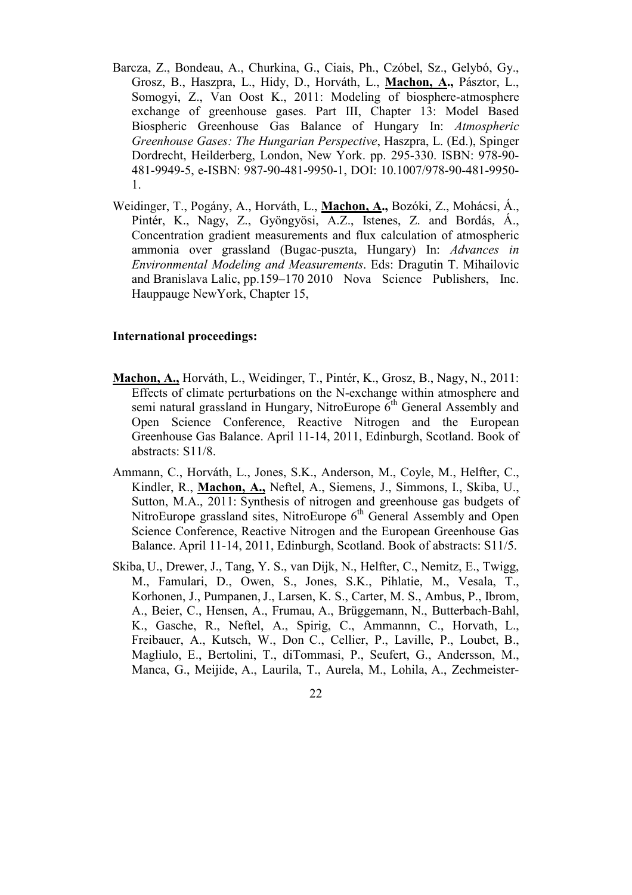Barcza, Z., Bondeau, A., Churkina, G., Ciais, Ph., Czóbel, Sz., Gelybó, Gy., Grosz, B., Haszpra, L., Hidy, D., Horváth, L., **Machon, A.,** Pásztor, L., Somogyi, Z., Van Oost K., 2011: Modeling of biosphere-atmosphere exchange of greenhouse gases. Part III, Chapter 13: Model Based Biospheric Greenhouse Gas Balance of Hungary In: *Atmospheric Greenhouse Gases: The Hungarian Perspective*, Haszpra, L. (Ed.), Spinger Dordrecht, Heilderberg, London, New York. pp. 295-330. ISBN: 978-90-481-9949-5, e-ISBN: 987-90-481-9950-1, DOI: 10.1007/978-90-481-9950-1.

Weidinger, T., Pogány, A., Horváth, L., **Machon, A.,** Bozóki, Z., Mohácsi, Á., Pintér, K., Nagy, Z., Gyöngyösi, A.Z., Istenes, Z. and Bordás, Á., Concentration gradient measurements and flux calculation of atmospheric ammonia over grassland (Bugac-puszta, Hungary) In: *Advances in Environmental Modeling and Measurements*. Eds: Dragutin T. Mihailovic and Branislava Lalic, pp.159–170 2010 Nova Science Publishers, Inc. Hauppauge NewYork, Chapter 15,

**International proceedings:**

**Machon, A.,** Horváth, L., Weidinger, T., Pintér, K., Grosz, B., Nagy, N., 2011: Effects of climate perturbations on the N-exchange within atmosphere and semi natural grassland in Hungary, NitroEurope 6th General Assembly and Open Science Conference, Reactive Nitrogen and the European Greenhouse Gas Balance. April 11-14, 2011, Edinburgh, Scotland. Book of abstracts: S11/8.

Ammann, C., Horváth, L., Jones, S.K., Anderson, M., Coyle, M., Helfter, C., Kindler, R., **Machon, A.,** Neftel, A., Siemens, J., Simmons, I., Skiba, U., Sutton, M.A., 2011: Synthesis of nitrogen and greenhouse gas budgets of NitroEurope grassland sites, NitroEurope 6th General Assembly and Open Science Conference, Reactive Nitrogen and the European Greenhouse Gas Balance. April 11-14, 2011, Edinburgh, Scotland. Book of abstracts: S11/5.

Skiba, U., Drewer, J., Tang, Y. S., van Dijk, N., Helfter, C., Nemitz, E., Twigg, M., Famulari, D., Owen, S., Jones, S.K., Pihlatie, M., Vesala, T., Korhonen, J., Pumpanen, J., Larsen, K. S., Carter, M. S., Ambus, P., Ibrom, A., Beier, C., Hensen, A., Frumau, A., Brüggemann, N., Butterbach-Bahl, K., Gasche, R., Neftel, A., Spirig, C., Ammannn, C., Horvath, L., Freibauer, A., Kutsch, W., Don C., Cellier, P., Laville, P., Loubet, B., Magliulo, E., Bertolini, T., diTommasi, P., Seufert, G., Andersson, M., Manca, G., Meijide, A., Laurila, T., Aurela, M., Lohila, A., Zechmeister-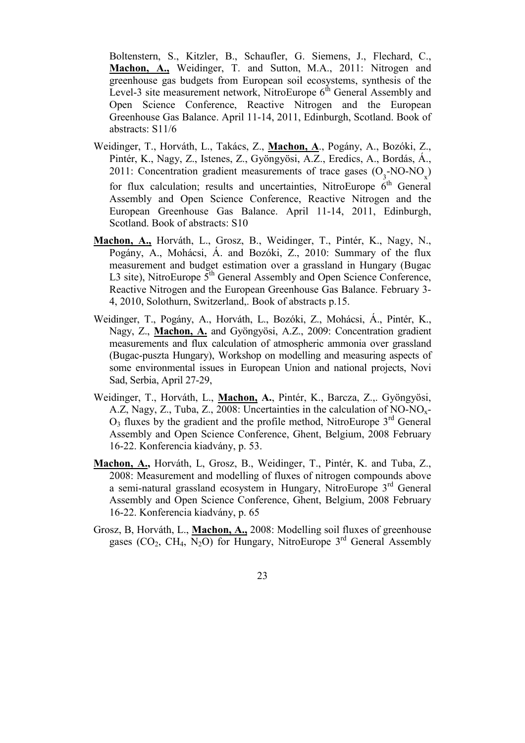Boltenstern, S., Kitzler, B., Schaufler, G. Siemens, J., Flechard, C., **Machon, A.,** Weidinger, T. and Sutton, M.A., 2011: Nitrogen and greenhouse gas budgets from European soil ecosystems, synthesis of the Level-3 site measurement network, NitroEurope 6th General Assembly and Open Science Conference, Reactive Nitrogen and the European Greenhouse Gas Balance. April 11-14, 2011, Edinburgh, Scotland. Book of abstracts: S11/6

Weidinger, T., Horváth, L., Takács, Z., **Machon, A**., Pogány, A., Bozóki, Z., Pintér, K., Nagy, Z., Istenes, Z., Gyöngyösi, A.Z., Eredics, A., Bordás, Á., 2011: Concentration gradient measurements of trace gases ($O_3$-NO-$NO_x$) for flux calculation; results and uncertainties, NitroEurope 6th General Assembly and Open Science Conference, Reactive Nitrogen and the European Greenhouse Gas Balance. April 11-14, 2011, Edinburgh, Scotland. Book of abstracts: S10

**Machon, A.,** Horváth, L., Grosz, B., Weidinger, T., Pintér, K., Nagy, N., Pogány, A., Mohácsi, Á. and Bozóki, Z., 2010: Summary of the flux measurement and budget estimation over a grassland in Hungary (Bugac L3 site), NitroEurope 5th General Assembly and Open Science Conference, Reactive Nitrogen and the European Greenhouse Gas Balance. February 3-4, 2010, Solothurn, Switzerland,. Book of abstracts p.15.

Weidinger, T., Pogány, A., Horváth, L., Bozóki, Z., Mohácsi, Á., Pintér, K., Nagy, Z., **Machon, A.** and Gyöngyösi, A.Z., 2009: Concentration gradient measurements and flux calculation of atmospheric ammonia over grassland (Bugac-puszta Hungary), Workshop on modelling and measuring aspects of some environmental issues in European Union and national projects, Novi Sad, Serbia, April 27-29,

Weidinger, T., Horváth, L., **Machon, A.**, Pintér, K., Barcza, Z.,. Gyöngyösi, A.Z, Nagy, Z., Tuba, Z., 2008: Uncertainties in the calculation of NO-$NO_x$-$O_3$ fluxes by the gradient and the profile method, NitroEurope 3rd General Assembly and Open Science Conference, Ghent, Belgium, 2008 February 16-22. Konferencia kiadvány, p. 53.

**Machon, A.,** Horváth, L, Grosz, B., Weidinger, T., Pintér, K. and Tuba, Z., 2008: Measurement and modelling of fluxes of nitrogen compounds above a semi-natural grassland ecosystem in Hungary, NitroEurope 3rd General Assembly and Open Science Conference, Ghent, Belgium, 2008 February 16-22. Konferencia kiadvány, p. 65

Grosz, B, Horváth, L., **Machon, A.,** 2008: Modelling soil fluxes of greenhouse gases ($CO_2$, $CH_4$, $N_2O$) for Hungary, NitroEurope 3rd General Assembly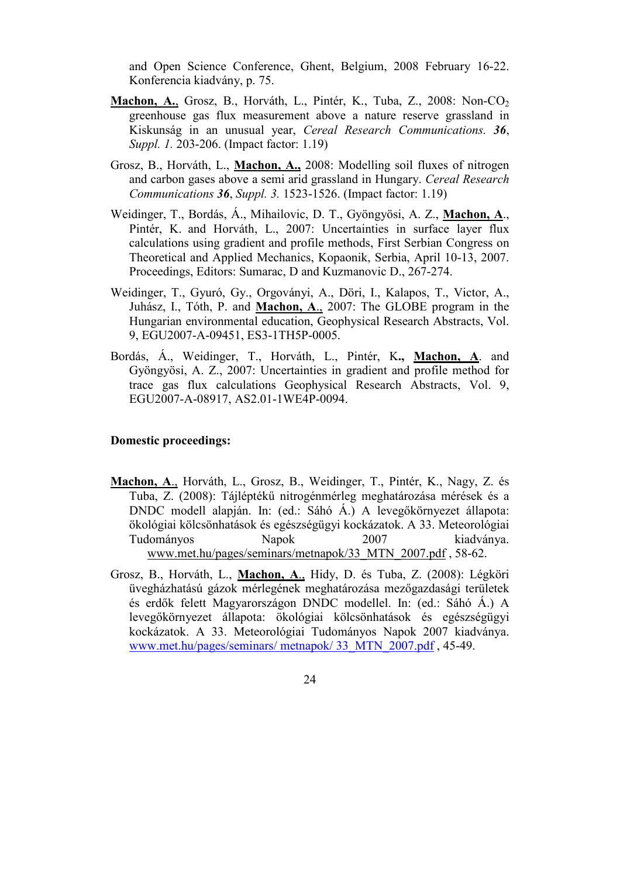and Open Science Conference, Ghent, Belgium, 2008 February 16-22. Konferencia kiadvány, p. 75.

**Machon, A.**, Grosz, B., Horváth, L., Pintér, K., Tuba, Z., 2008: Non-$CO_2$ greenhouse gas flux measurement above a nature reserve grassland in Kiskunság in an unusual year, *Cereal Research Communications.* ***36***, *Suppl. 1.* 203-206. (Impact factor: 1.19)

Grosz, B., Horváth, L., **Machon, A.**, 2008: Modelling soil fluxes of nitrogen and carbon gases above a semi arid grassland in Hungary. *Cereal Research Communications* ***36***, *Suppl. 3.* 1523-1526. (Impact factor: 1.19)

Weidinger, T., Bordás, Á., Mihailovic, D. T., Gyöngyösi, A. Z., **Machon, A**., Pintér, K. and Horváth, L., 2007: Uncertainties in surface layer flux calculations using gradient and profile methods, First Serbian Congress on Theoretical and Applied Mechanics, Kopaonik, Serbia, April 10-13, 2007. Proceedings, Editors: Sumarac, D and Kuzmanovic D., 267-274.

Weidinger, T., Gyuró, Gy., Orgoványi, A., Döri, I., Kalapos, T., Victor, A., Juhász, I., Tóth, P. and **Machon, A**., 2007: The GLOBE program in the Hungarian environmental education, Geophysical Research Abstracts, Vol. 9, EGU2007-A-09451, ES3-1TH5P-0005.

Bordás, Á., Weidinger, T., Horváth, L., Pintér, K**.**, **Machon, A**. and Gyöngyösi, A. Z., 2007: Uncertainties in gradient and profile method for trace gas flux calculations Geophysical Research Abstracts, Vol. 9, EGU2007-A-08917, AS2.01-1WE4P-0094.

**Domestic proceedings:**

**Machon, A**., Horváth, L., Grosz, B., Weidinger, T., Pintér, K., Nagy, Z. és Tuba, Z. (2008): Tájléptékű nitrogénmérleg meghatározása mérések és a DNDC modell alapján. In: (ed.: Sáhó Á.) A levegőkörnyezet állapota: ökológiai kölcsönhatások és egészségügyi kockázatok. A 33. Meteorológiai Tudományos Napok 2007 kiadványa. www.met.hu/pages/seminars/metnapok/33_MTN_2007.pdf , 58-62.

Grosz, B., Horváth, L., **Machon, A**., Hidy, D. és Tuba, Z. (2008): Légköri üvegházhatású gázok mérlegének meghatározása mezőgazdasági területek és erdők felett Magyarországon DNDC modellel. In: (ed.: Sáhó Á.) A levegőkörnyezet állapota: ökológiai kölcsönhatások és egészségügyi kockázatok. A 33. Meteorológiai Tudományos Napok 2007 kiadványa. www.met.hu/pages/seminars/ metnapok/ 33_MTN_2007.pdf , 45-49.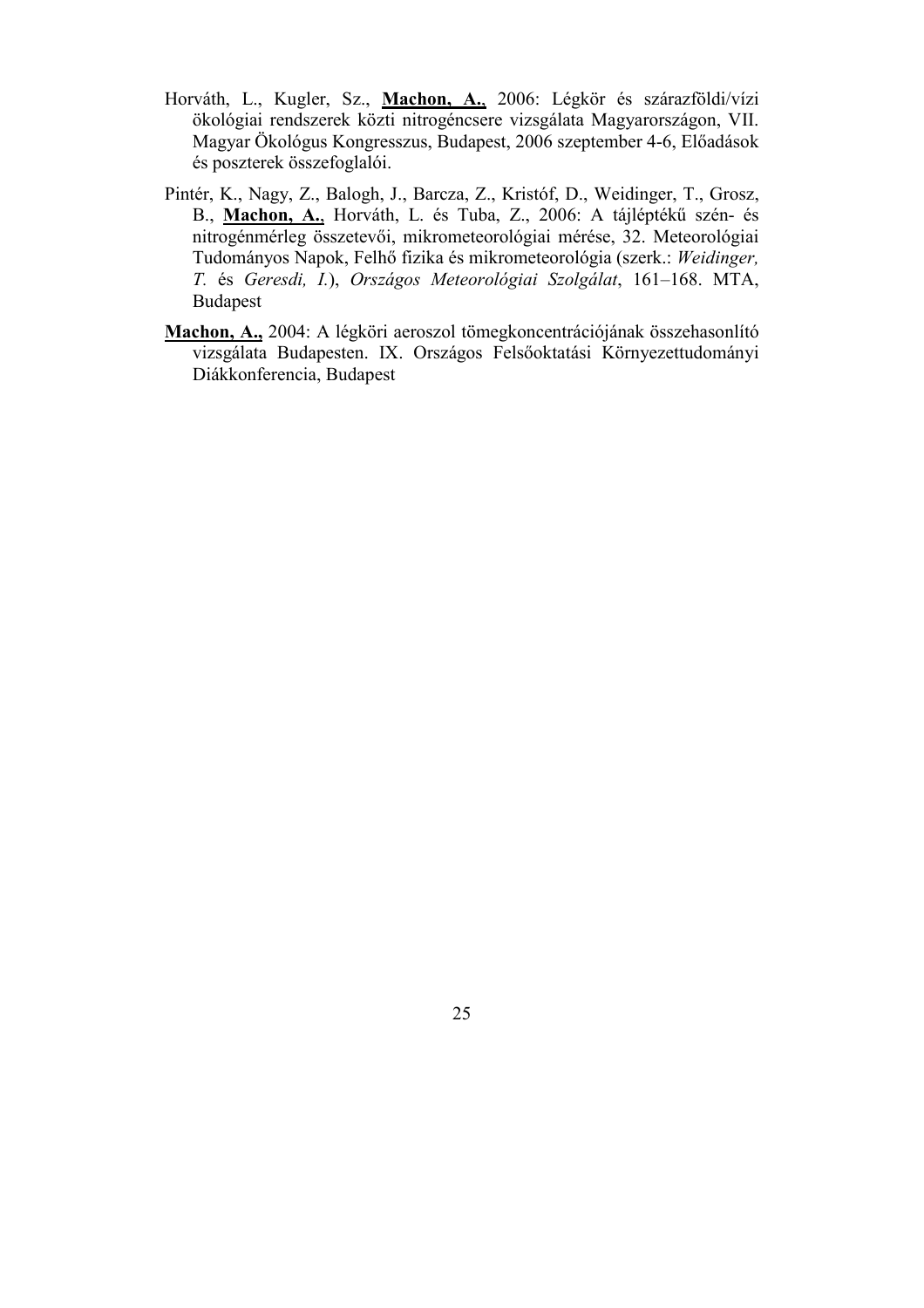Horváth, L., Kugler, Sz., **Machon, A.**, 2006: Légkör és szárazföldi/vízi ökológiai rendszerek közti nitrogéncsere vizsgálata Magyarországon, VII. Magyar Ökológus Kongresszus, Budapest, 2006 szeptember 4-6, Előadások és poszterek összefoglalói.

Pintér, K., Nagy, Z., Balogh, J., Barcza, Z., Kristóf, D., Weidinger, T., Grosz, B., **Machon, A.**, Horváth, L. és Tuba, Z., 2006: A tájléptékű szén- és nitrogénmérleg összetevői, mikrometeorológiai mérése, 32. Meteorológiai Tudományos Napok, Felhő fizika és mikrometeorológia (szerk.: *Weidinger, T.* és *Geresdi, I.*), *Országos Meteorológiai Szolgálat*, 161–168. MTA, Budapest

**Machon, A.**, 2004: A légköri aeroszol tömegkoncentrációjának összehasonlító vizsgálata Budapesten. IX. Országos Felsőoktatási Környezettudományi Diákkonferencia, Budapest